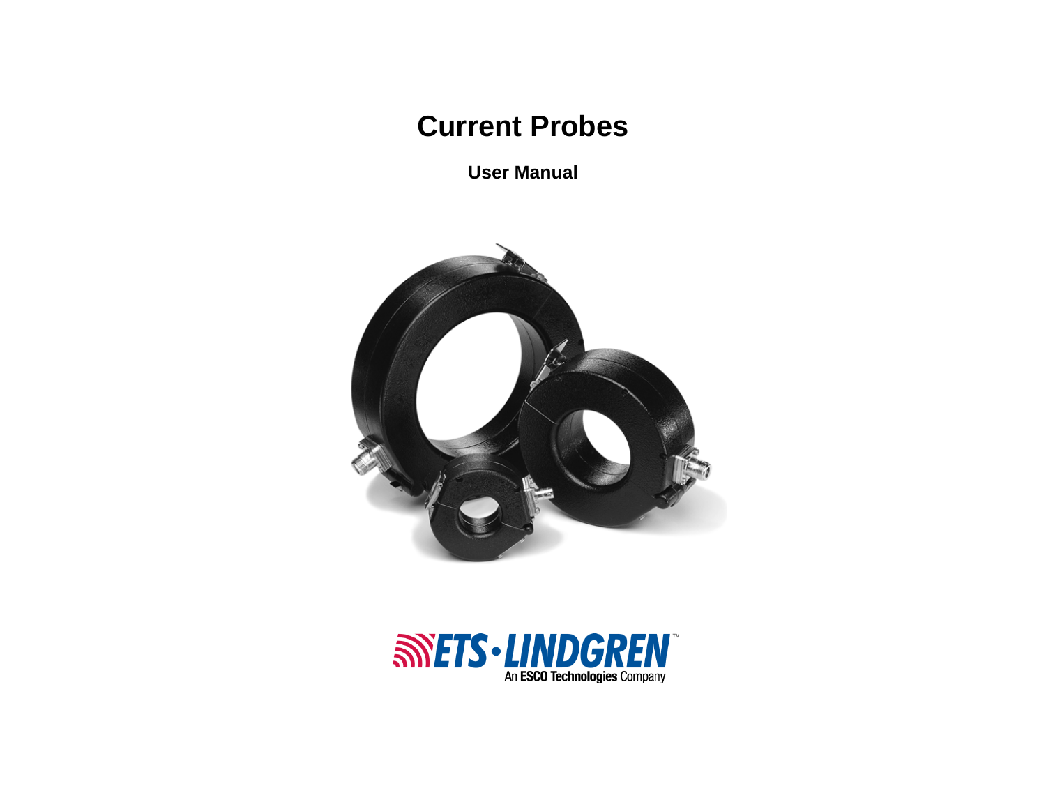# Current Probes

## User Manual

ETS-LINDGREN

An ESCO Technologies Company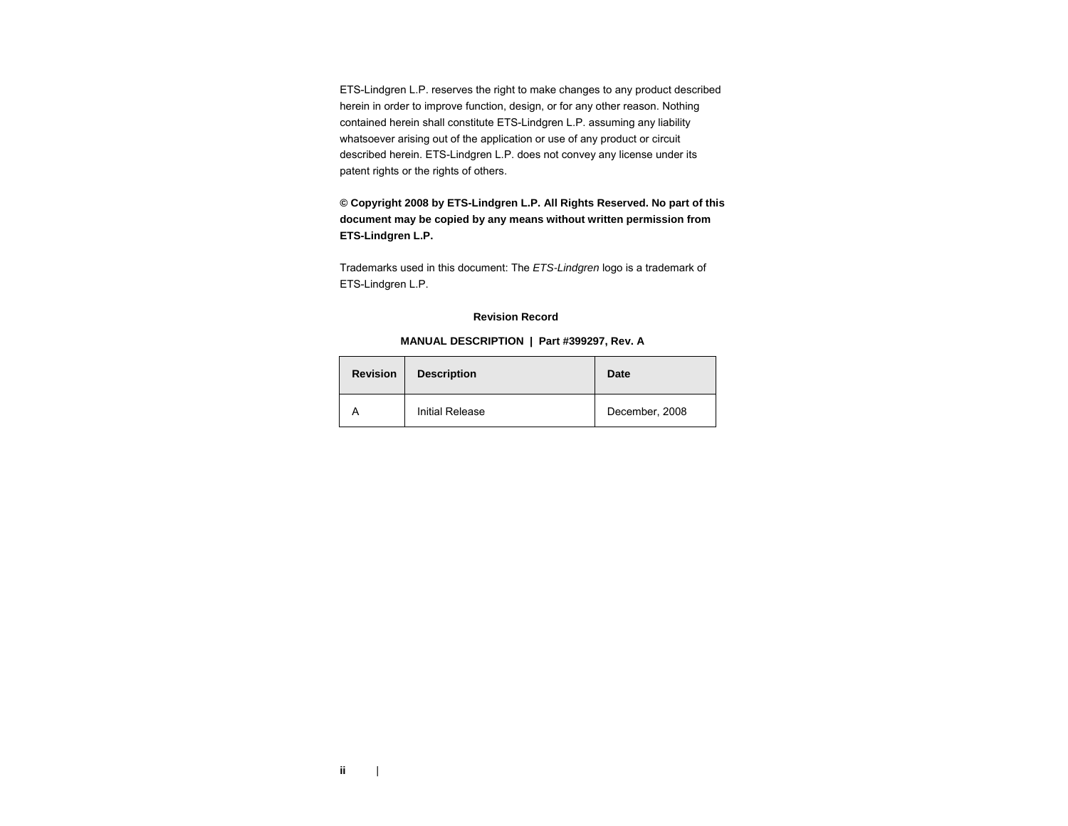ETS-Lindgren L.P. reserves the right to make changes to any product described herein in order to improve function, design, or for any other reason. Nothing contained herein shall constitute ETS-Lindgren L.P. assuming any liability whatsoever arising out of the application or use of any product or circuit described herein. ETS-Lindgren L.P. does not convey any license under its patent rights or the rights of others.

**© Copyright 2008 by ETS-Lindgren L.P. All Rights Reserved. No part of this document may be copied by any means without written permission from ETS-Lindgren L.P.**

Trademarks used in this document: The *ETS-Lindgren* logo is a trademark of ETS-Lindgren L.P.

**Revision Record**

**MANUAL DESCRIPTION | Part #399297, Rev. A**

| Revision | Description | Date |
|---|---|---|
| A | Initial Release | December, 2008 |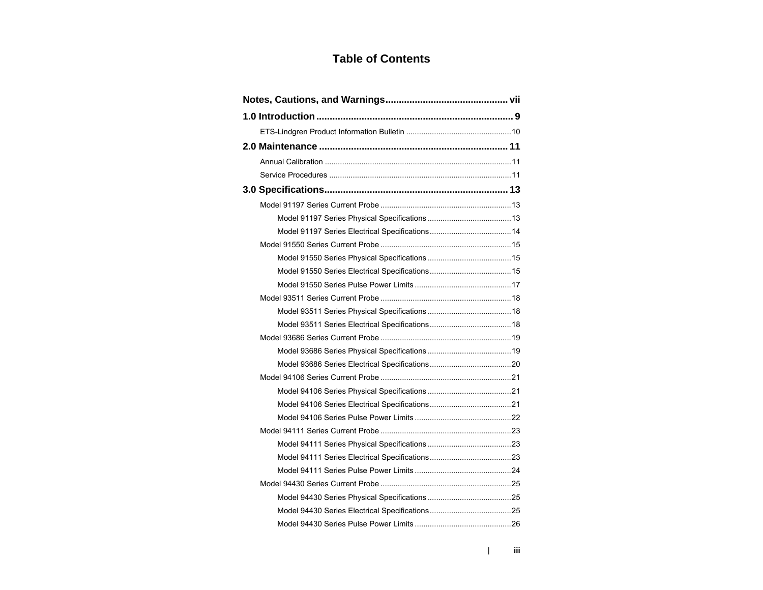# Table of Contents

**Notes, Cautions, and Warnings** .............................................. vii

**1.0 Introduction** ........................................................................... 9

- ETS-Lindgren Product Information Bulletin ................................................10

**2.0 Maintenance** ....................................................................... 11

- Annual Calibration ......................................................................................11
- Service Procedures ....................................................................................11

**3.0 Specifications** ..................................................................... 13

- Model 91197 Series Current Probe ............................................................13
  - Model 91197 Series Physical Specifications ......................................13
  - Model 91197 Series Electrical Specifications .....................................14
- Model 91550 Series Current Probe ............................................................15
  - Model 91550 Series Physical Specifications ......................................15
  - Model 91550 Series Electrical Specifications .....................................15
  - Model 91550 Series Pulse Power Limits ............................................17
- Model 93511 Series Current Probe ............................................................18
  - Model 93511 Series Physical Specifications ......................................18
  - Model 93511 Series Electrical Specifications .....................................18
- Model 93686 Series Current Probe ............................................................19
  - Model 93686 Series Physical Specifications ......................................19
  - Model 93686 Series Electrical Specifications .....................................20
- Model 94106 Series Current Probe ............................................................21
  - Model 94106 Series Physical Specifications ......................................21
  - Model 94106 Series Electrical Specifications .....................................21
  - Model 94106 Series Pulse Power Limits ............................................22
- Model 94111 Series Current Probe ............................................................23
  - Model 94111 Series Physical Specifications ......................................23
  - Model 94111 Series Electrical Specifications .....................................23
  - Model 94111 Series Pulse Power Limits ............................................24
- Model 94430 Series Current Probe ............................................................25
  - Model 94430 Series Physical Specifications ......................................25
  - Model 94430 Series Electrical Specifications .....................................25
  - Model 94430 Series Pulse Power Limits ............................................26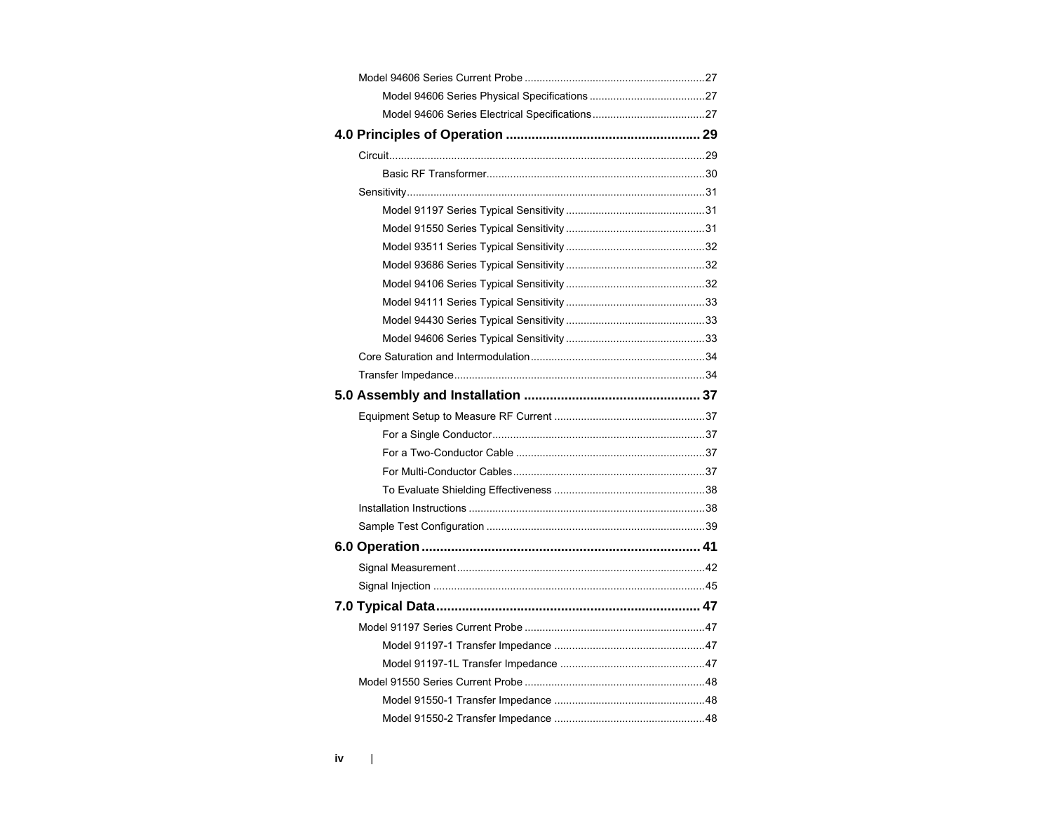Model 94606 Series Current Probe ............................................................27

Model 94606 Series Physical Specifications .......................................27

Model 94606 Series Electrical Specifications......................................27

**4.0 Principles of Operation ..................................................... 29**

Circuit..........................................................................................................29

Basic RF Transformer.........................................................................30

Sensitivity....................................................................................................31

Model 91197 Series Typical Sensitivity ...............................................31

Model 91550 Series Typical Sensitivity ...............................................31

Model 93511 Series Typical Sensitivity ...............................................32

Model 93686 Series Typical Sensitivity ...............................................32

Model 94106 Series Typical Sensitivity ...............................................32

Model 94111 Series Typical Sensitivity ...............................................33

Model 94430 Series Typical Sensitivity ...............................................33

Model 94606 Series Typical Sensitivity ...............................................33

Core Saturation and Intermodulation...........................................................34

Transfer Impedance....................................................................................34

**5.0 Assembly and Installation ................................................. 37**

Equipment Setup to Measure RF Current ...................................................37

For a Single Conductor........................................................................37

For a Two-Conductor Cable ................................................................37

For Multi-Conductor Cables.................................................................37

To Evaluate Shielding Effectiveness ...................................................38

Installation Instructions ................................................................................38

Sample Test Configuration ..........................................................................39

**6.0 Operation ............................................................................ 41**

Signal Measurement...................................................................................42

Signal Injection ...........................................................................................45

**7.0 Typical Data........................................................................ 47**

Model 91197 Series Current Probe ............................................................47

Model 91197-1 Transfer Impedance ...................................................47

Model 91197-1L Transfer Impedance .................................................47

Model 91550 Series Current Probe ............................................................48

Model 91550-1 Transfer Impedance ...................................................48

Model 91550-2 Transfer Impedance ...................................................48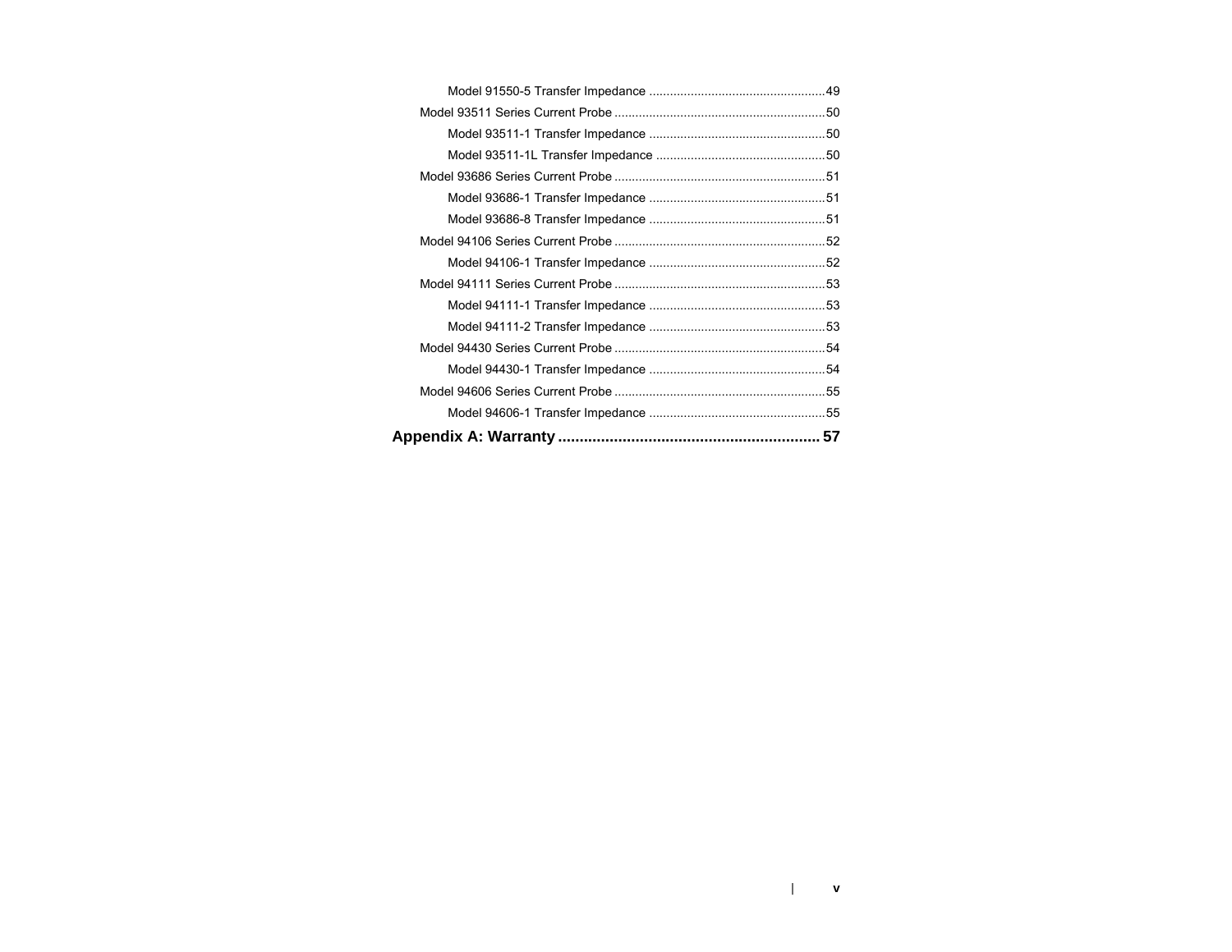Model 91550-5 Transfer Impedance .................................................. 49

Model 93511 Series Current Probe ............................................................ 50

Model 93511-1 Transfer Impedance .................................................. 50

Model 93511-1L Transfer Impedance ................................................ 50

Model 93686 Series Current Probe ............................................................ 51

Model 93686-1 Transfer Impedance .................................................. 51

Model 93686-8 Transfer Impedance .................................................. 51

Model 94106 Series Current Probe ............................................................ 52

Model 94106-1 Transfer Impedance .................................................. 52

Model 94111 Series Current Probe ............................................................ 53

Model 94111-1 Transfer Impedance .................................................. 53

Model 94111-2 Transfer Impedance .................................................. 53

Model 94430 Series Current Probe ............................................................ 54

Model 94430-1 Transfer Impedance .................................................. 54

Model 94606 Series Current Probe ............................................................ 55

Model 94606-1 Transfer Impedance .................................................. 55

**Appendix A: Warranty ............................................................ 57**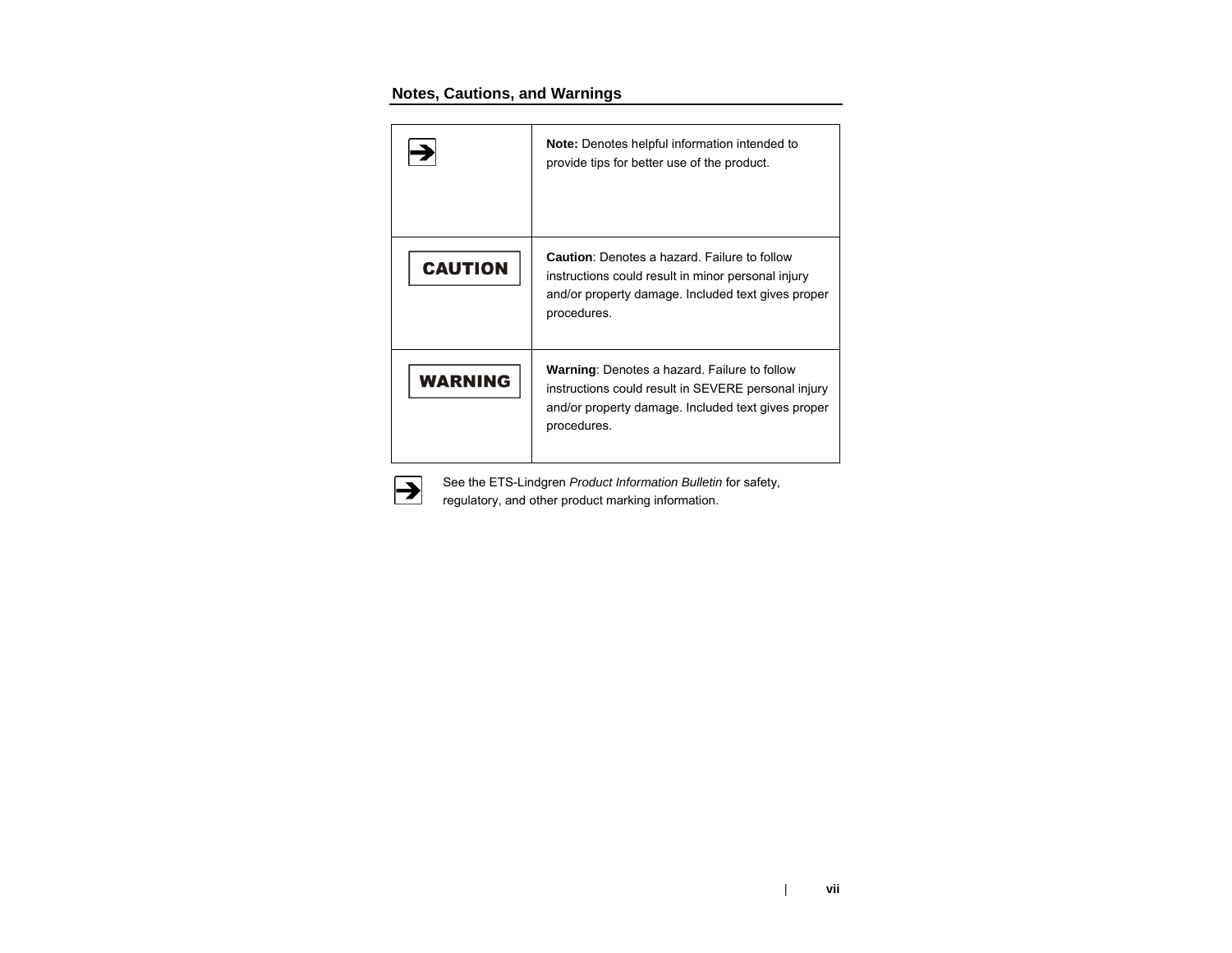## Notes, Cautions, and Warnings

| | |
|---|---|
| ➔ | **Note:** Denotes helpful information intended to provide tips for better use of the product. |
| **CAUTION** | **Caution**: Denotes a hazard. Failure to follow instructions could result in minor personal injury and/or property damage. Included text gives proper procedures. |
| **WARNING** | **Warning**: Denotes a hazard. Failure to follow instructions could result in SEVERE personal injury and/or property damage. Included text gives proper procedures. |

➔ See the ETS-Lindgren *Product Information Bulletin* for safety, regulatory, and other product marking information.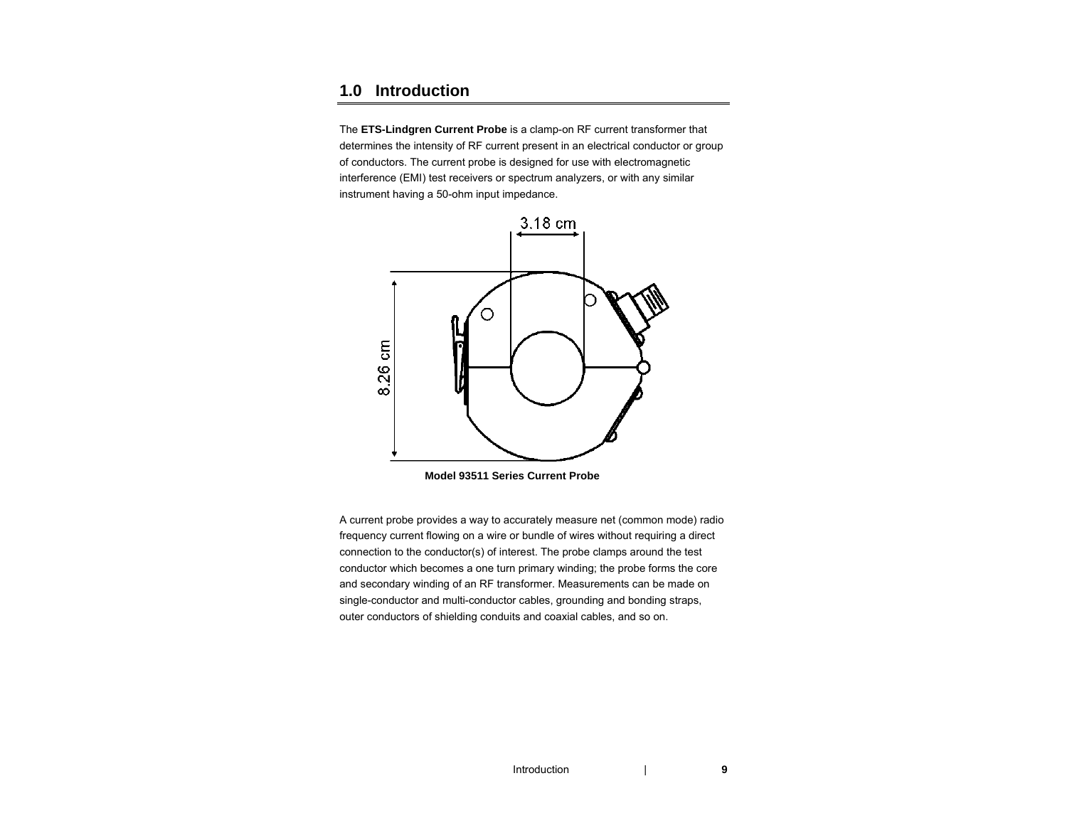# 1.0 Introduction

The **ETS-Lindgren Current Probe** is a clamp-on RF current transformer that determines the intensity of RF current present in an electrical conductor or group of conductors. The current probe is designed for use with electromagnetic interference (EMI) test receivers or spectrum analyzers, or with any similar instrument having a 50-ohm input impedance.

3.18 cm

8.26 cm

**Model 93511 Series Current Probe**

A current probe provides a way to accurately measure net (common mode) radio frequency current flowing on a wire or bundle of wires without requiring a direct connection to the conductor(s) of interest. The probe clamps around the test conductor which becomes a one turn primary winding; the probe forms the core and secondary winding of an RF transformer. Measurements can be made on single-conductor and multi-conductor cables, grounding and bonding straps, outer conductors of shielding conduits and coaxial cables, and so on.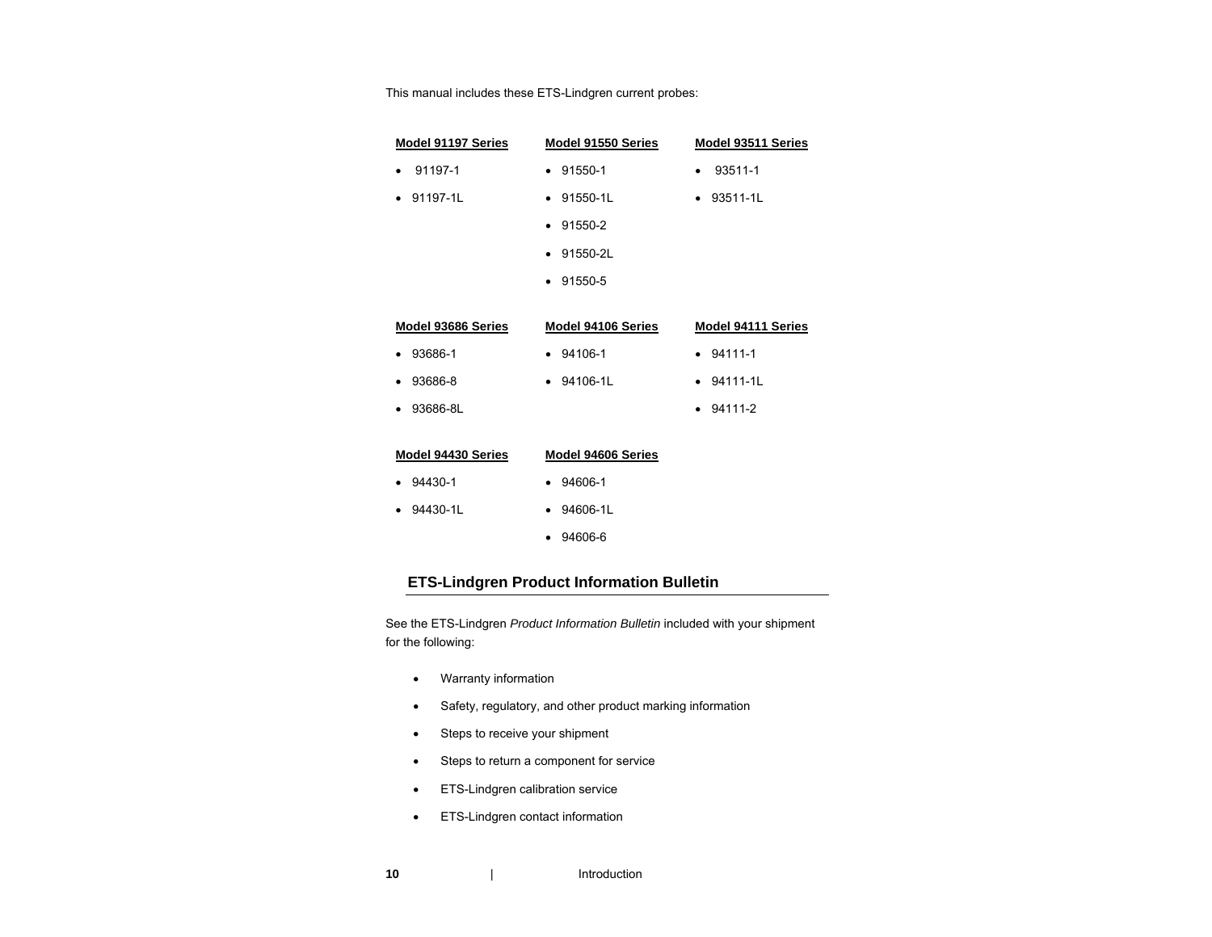This manual includes these ETS-Lindgren current probes:

**Model 91197 Series**

- 91197-1
- 91197-1L

**Model 91550 Series**

- 91550-1
- 91550-1L
- 91550-2
- 91550-2L
- 91550-5

**Model 93511 Series**

- 93511-1
- 93511-1L

**Model 93686 Series**

- 93686-1
- 93686-8
- 93686-8L

**Model 94106 Series**

- 94106-1
- 94106-1L

**Model 94111 Series**

- 94111-1
- 94111-1L
- 94111-2

**Model 94430 Series**

- 94430-1
- 94430-1L

**Model 94606 Series**

- 94606-1
- 94606-1L
- 94606-6

## ETS-Lindgren Product Information Bulletin

See the ETS-Lindgren *Product Information Bulletin* included with your shipment for the following:

- Warranty information
- Safety, regulatory, and other product marking information
- Steps to receive your shipment
- Steps to return a component for service
- ETS-Lindgren calibration service
- ETS-Lindgren contact information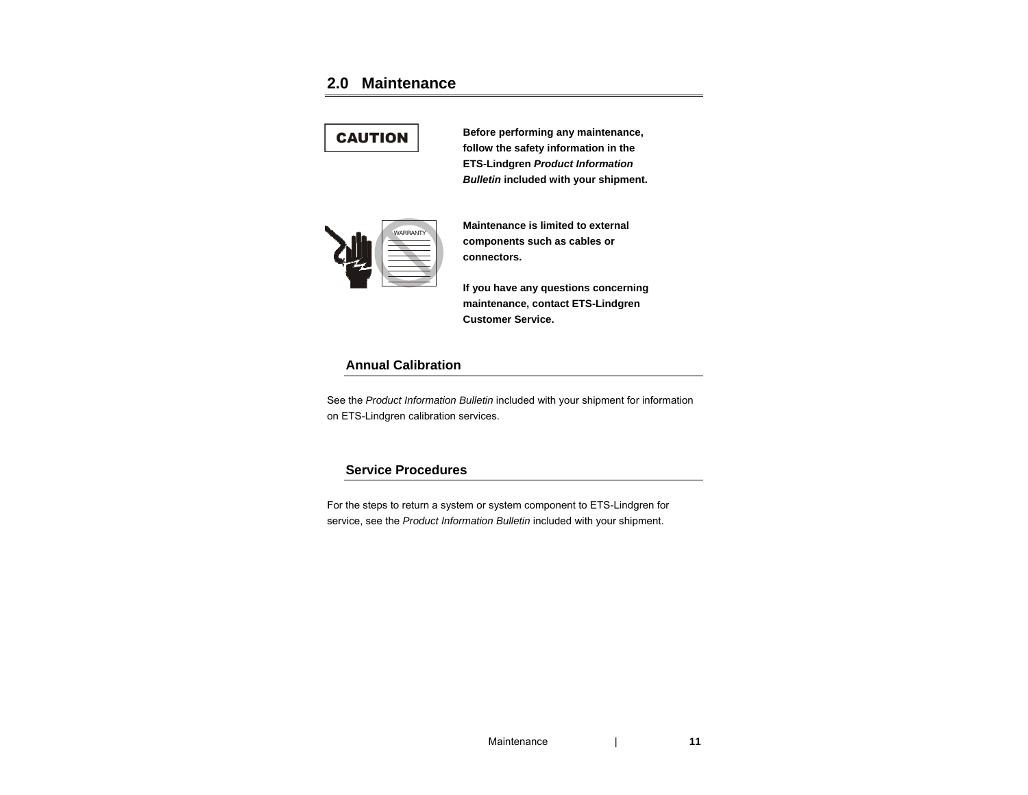# 2.0 Maintenance

**CAUTION**

**Before performing any maintenance, follow the safety information in the ETS-Lindgren *Product Information Bulletin* included with your shipment.**

**Maintenance is limited to external components such as cables or connectors.**

**If you have any questions concerning maintenance, contact ETS-Lindgren Customer Service.**

## Annual Calibration

See the *Product Information Bulletin* included with your shipment for information on ETS-Lindgren calibration services.

## Service Procedures

For the steps to return a system or system component to ETS-Lindgren for service, see the *Product Information Bulletin* included with your shipment.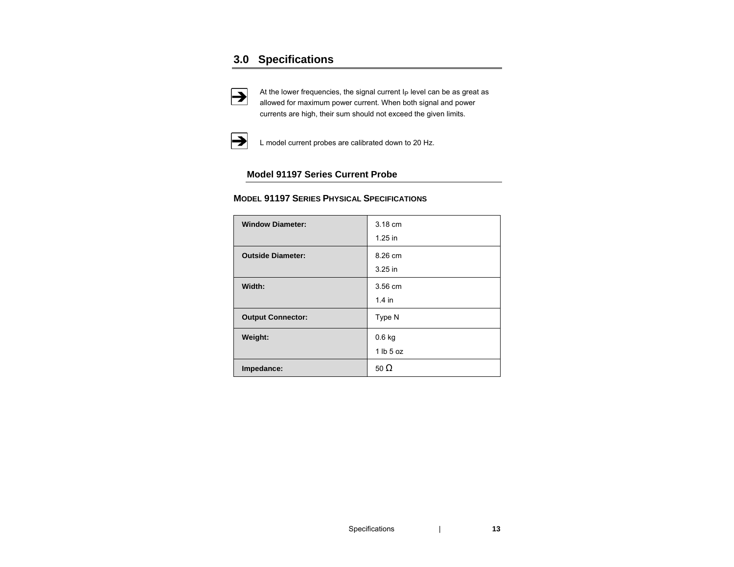## 3.0 Specifications

➔ At the lower frequencies, the signal current $I_P$ level can be as great as allowed for maximum power current. When both signal and power currents are high, their sum should not exceed the given limits.

➔ L model current probes are calibrated down to 20 Hz.

### Model 91197 Series Current Probe

#### MODEL 91197 SERIES PHYSICAL SPECIFICATIONS

| | |
|---|---|
| **Window Diameter:** | 3.18 cm<br>1.25 in |
| **Outside Diameter:** | 8.26 cm<br>3.25 in |
| **Width:** | 3.56 cm<br>1.4 in |
| **Output Connector:** | Type N |
| **Weight:** | 0.6 kg<br>1 lb 5 oz |
| **Impedance:** | 50 Ω |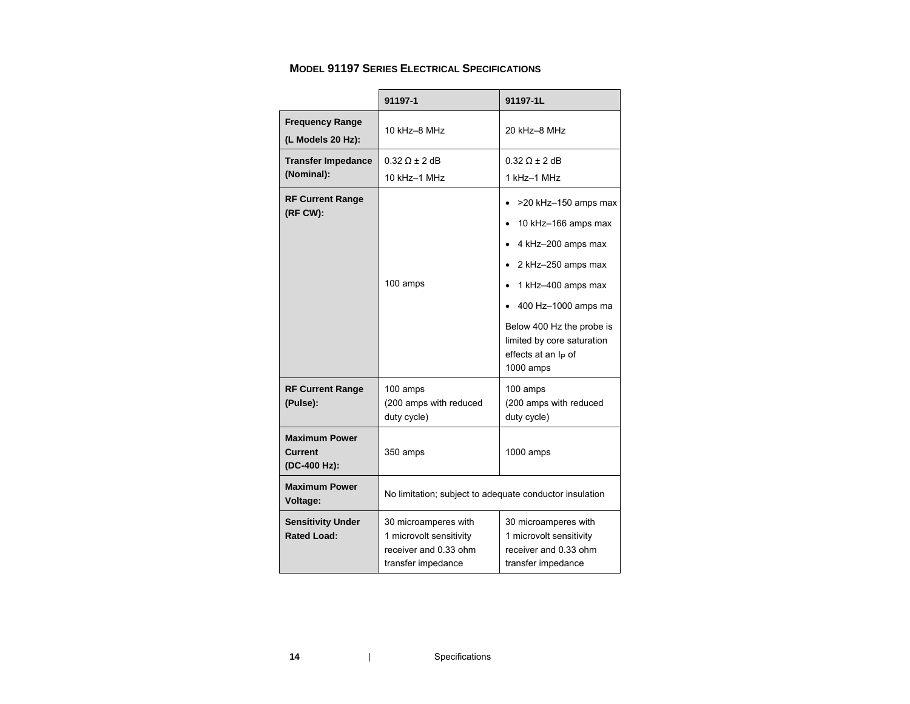## MODEL 91197 SERIES ELECTRICAL SPECIFICATIONS

| | 91197-1 | 91197-1L |
|---|---|---|
| **Frequency Range (L Models 20 Hz):** | 10 kHz–8 MHz | 20 kHz–8 MHz |
| **Transfer Impedance (Nominal):** | 0.32 Ω ± 2 dB<br>10 kHz–1 MHz | 0.32 Ω ± 2 dB<br>1 kHz–1 MHz |
| **RF Current Range (RF CW):** | 100 amps | • >20 kHz–150 amps max<br>• 10 kHz–166 amps max<br>• 4 kHz–200 amps max<br>• 2 kHz–250 amps max<br>• 1 kHz–400 amps max<br>• 400 Hz–1000 amps ma<br>Below 400 Hz the probe is limited by core saturation effects at an $I_P$ of 1000 amps |
| **RF Current Range (Pulse):** | 100 amps<br>(200 amps with reduced duty cycle) | 100 amps<br>(200 amps with reduced duty cycle) |
| **Maximum Power Current (DC-400 Hz):** | 350 amps | 1000 amps |
| **Maximum Power Voltage:** | No limitation; subject to adequate conductor insulation | |
| **Sensitivity Under Rated Load:** | 30 microamperes with 1 microvolt sensitivity receiver and 0.33 ohm transfer impedance | 30 microamperes with 1 microvolt sensitivity receiver and 0.33 ohm transfer impedance |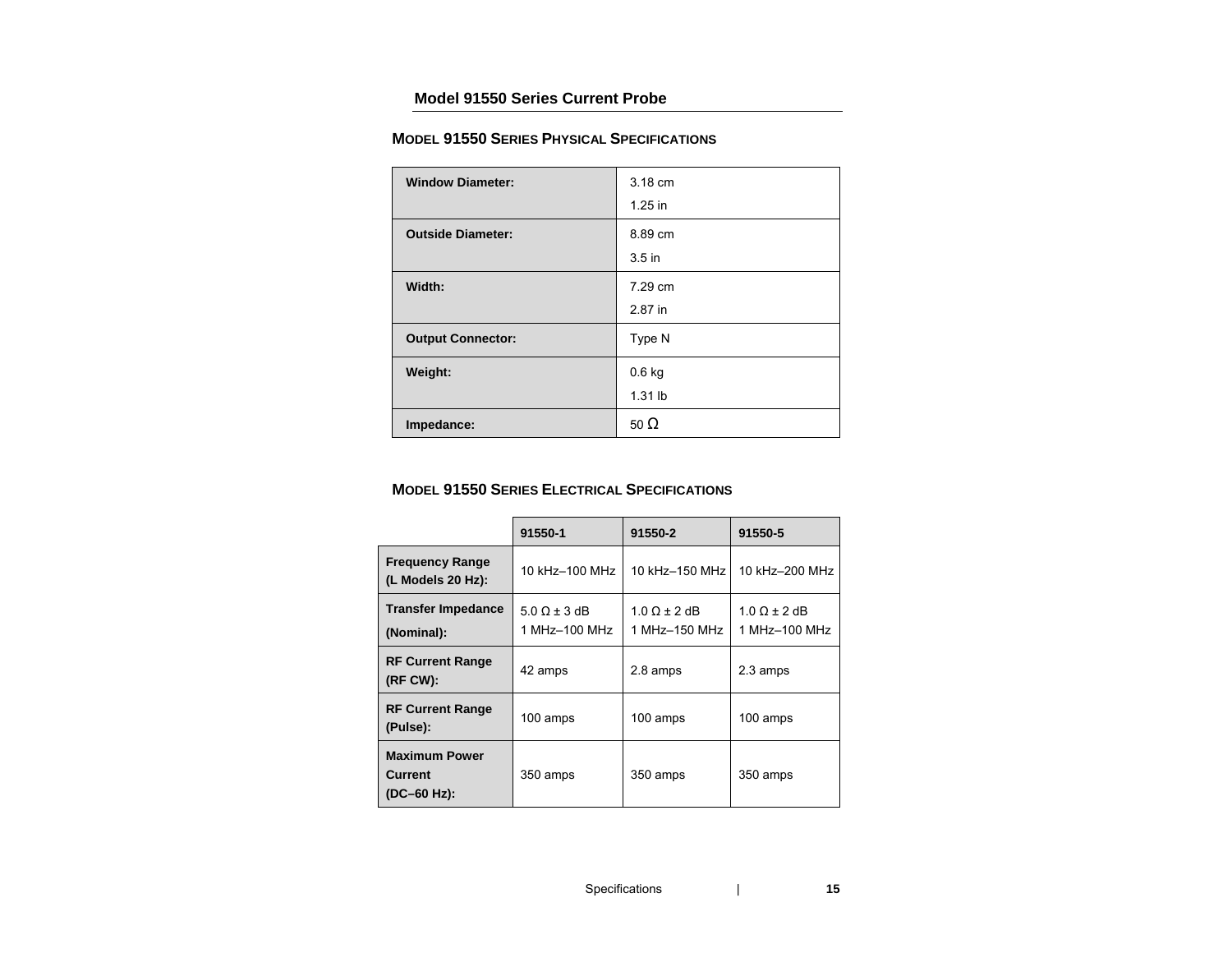## MODEL 91550 SERIES PHYSICAL SPECIFICATIONS

| | |
|---|---|
| **Window Diameter:** | 3.18 cm<br>1.25 in |
| **Outside Diameter:** | 8.89 cm<br>3.5 in |
| **Width:** | 7.29 cm<br>2.87 in |
| **Output Connector:** | Type N |
| **Weight:** | 0.6 kg<br>1.31 lb |
| **Impedance:** | 50 Ω |

## MODEL 91550 SERIES ELECTRICAL SPECIFICATIONS

| | **91550-1** | **91550-2** | **91550-5** |
|---|---|---|---|
| **Frequency Range (L Models 20 Hz):** | 10 kHz–100 MHz | 10 kHz–150 MHz | 10 kHz–200 MHz |
| **Transfer Impedance (Nominal):** | 5.0 Ω ± 3 dB<br>1 MHz–100 MHz | 1.0 Ω ± 2 dB<br>1 MHz–150 MHz | 1.0 Ω ± 2 dB<br>1 MHz–100 MHz |
| **RF Current Range (RF CW):** | 42 amps | 2.8 amps | 2.3 amps |
| **RF Current Range (Pulse):** | 100 amps | 100 amps | 100 amps |
| **Maximum Power Current (DC–60 Hz):** | 350 amps | 350 amps | 350 amps |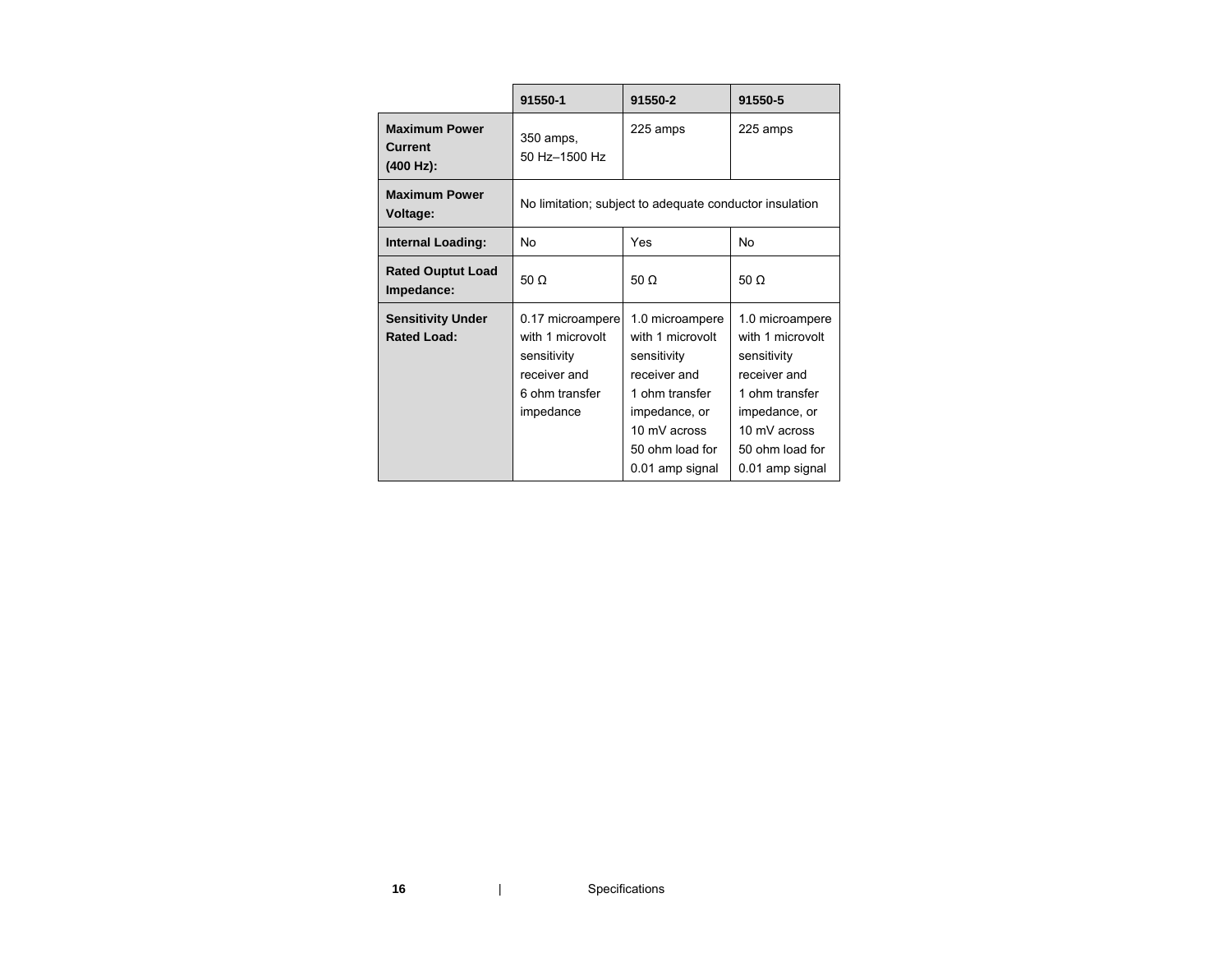| | 91550-1 | 91550-2 | 91550-5 |
|---|---|---|---|
| **Maximum Power Current (400 Hz):** | 350 amps, 50 Hz–1500 Hz | 225 amps | 225 amps |
| **Maximum Power Voltage:** | No limitation; subject to adequate conductor insulation | | |
| **Internal Loading:** | No | Yes | No |
| **Rated Ouptut Load Impedance:** | 50 Ω | 50 Ω | 50 Ω |
| **Sensitivity Under Rated Load:** | 0.17 microampere with 1 microvolt sensitivity receiver and 6 ohm transfer impedance | 1.0 microampere with 1 microvolt sensitivity receiver and 1 ohm transfer impedance, or 10 mV across 50 ohm load for 0.01 amp signal | 1.0 microampere with 1 microvolt sensitivity receiver and 1 ohm transfer impedance, or 10 mV across 50 ohm load for 0.01 amp signal |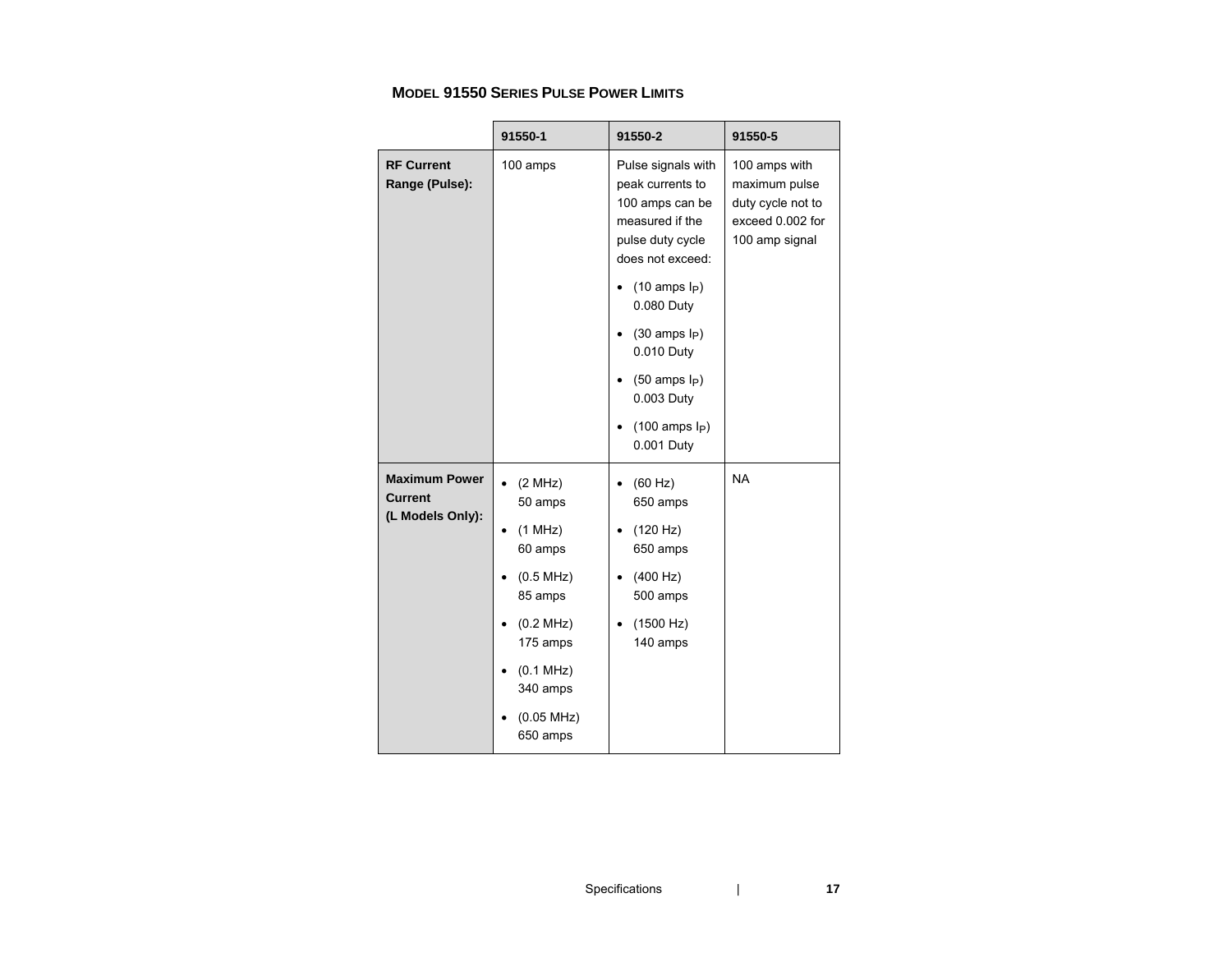### Model 91550 Series Pulse Power Limits

| | 91550-1 | 91550-2 | 91550-5 |
|---|---|---|---|
| **RF Current Range (Pulse):** | 100 amps | Pulse signals with peak currents to 100 amps can be measured if the pulse duty cycle does not exceed:<br>• (10 amps $I_P$) 0.080 Duty<br>• (30 amps $I_P$) 0.010 Duty<br>• (50 amps $I_P$) 0.003 Duty<br>• (100 amps $I_P$) 0.001 Duty | 100 amps with maximum pulse duty cycle not to exceed 0.002 for 100 amp signal |
| **Maximum Power Current (L Models Only):** | • (2 MHz) 50 amps<br>• (1 MHz) 60 amps<br>• (0.5 MHz) 85 amps<br>• (0.2 MHz) 175 amps<br>• (0.1 MHz) 340 amps<br>• (0.05 MHz) 650 amps | • (60 Hz) 650 amps<br>• (120 Hz) 650 amps<br>• (400 Hz) 500 amps<br>• (1500 Hz) 140 amps | NA |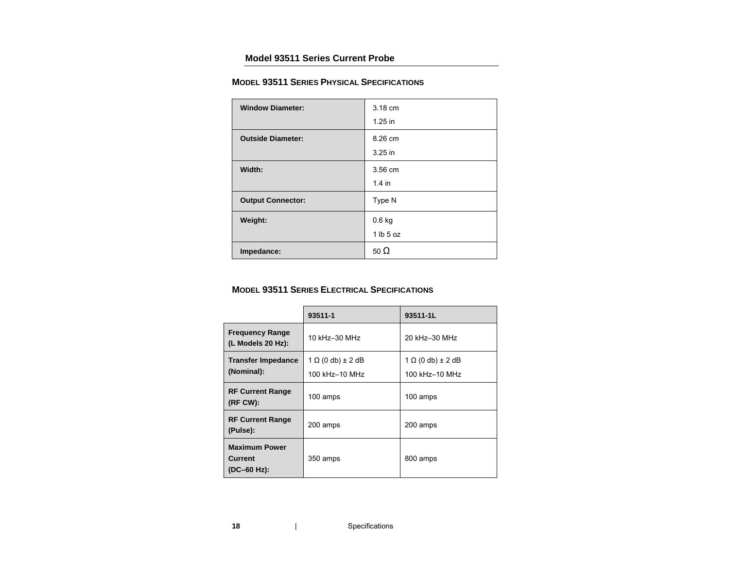## Model 93511 Series Current Probe

### Model 93511 Series Physical Specifications

| | |
|---|---|
| **Window Diameter:** | 3.18 cm<br>1.25 in |
| **Outside Diameter:** | 8.26 cm<br>3.25 in |
| **Width:** | 3.56 cm<br>1.4 in |
| **Output Connector:** | Type N |
| **Weight:** | 0.6 kg<br>1 lb 5 oz |
| **Impedance:** | 50 Ω |

### Model 93511 Series Electrical Specifications

| | **93511-1** | **93511-1L** |
|---|---|---|
| **Frequency Range (L Models 20 Hz):** | 10 kHz–30 MHz | 20 kHz–30 MHz |
| **Transfer Impedance (Nominal):** | 1 Ω (0 db) ± 2 dB<br>100 kHz–10 MHz | 1 Ω (0 db) ± 2 dB<br>100 kHz–10 MHz |
| **RF Current Range (RF CW):** | 100 amps | 100 amps |
| **RF Current Range (Pulse):** | 200 amps | 200 amps |
| **Maximum Power Current (DC–60 Hz):** | 350 amps | 800 amps |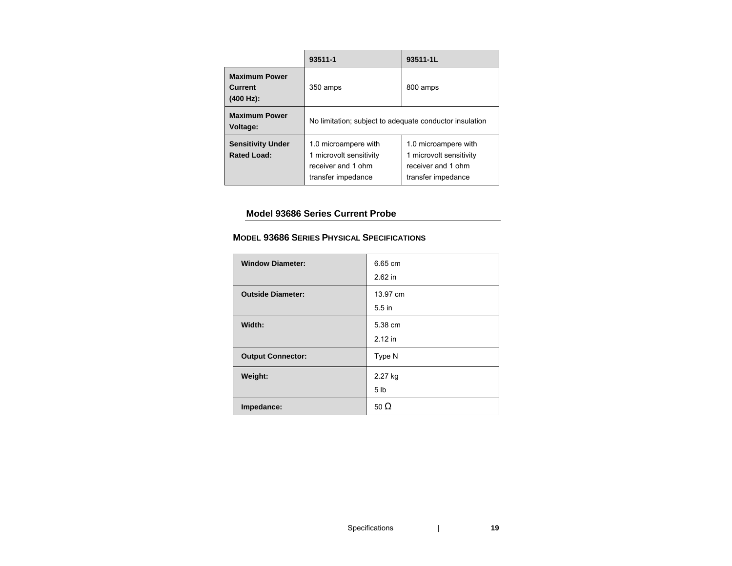| | 93511-1 | 93511-1L |
|---|---|---|
| **Maximum Power Current (400 Hz):** | 350 amps | 800 amps |
| **Maximum Power Voltage:** | No limitation; subject to adequate conductor insulation | |
| **Sensitivity Under Rated Load:** | 1.0 microampere with 1 microvolt sensitivity receiver and 1 ohm transfer impedance | 1.0 microampere with 1 microvolt sensitivity receiver and 1 ohm transfer impedance |

## Model 93686 Series Current Probe

### MODEL 93686 SERIES PHYSICAL SPECIFICATIONS

| | |
|---|---|
| **Window Diameter:** | 6.65 cm<br>2.62 in |
| **Outside Diameter:** | 13.97 cm<br>5.5 in |
| **Width:** | 5.38 cm<br>2.12 in |
| **Output Connector:** | Type N |
| **Weight:** | 2.27 kg<br>5 lb |
| **Impedance:** | 50 Ω |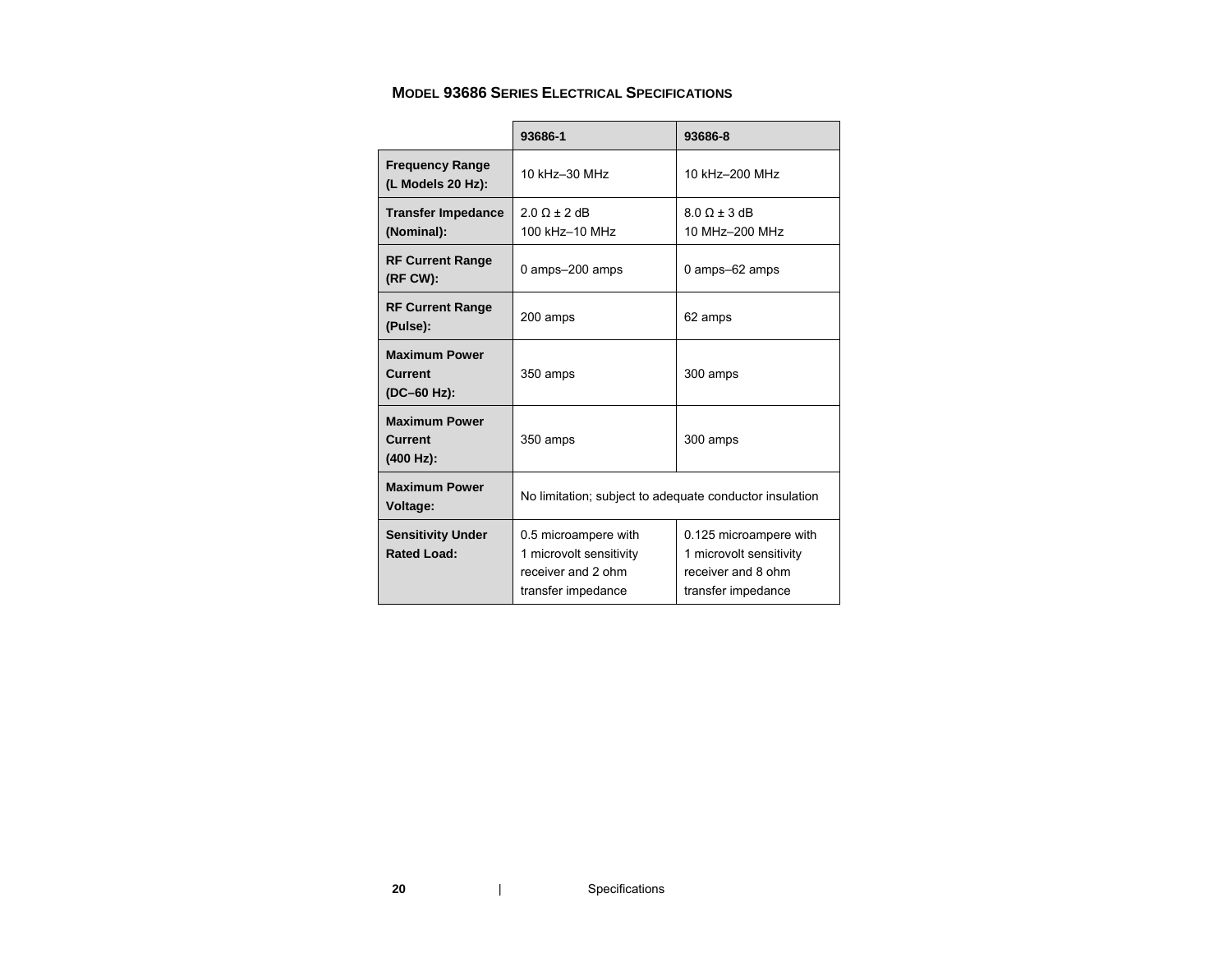### MODEL 93686 SERIES ELECTRICAL SPECIFICATIONS

| | 93686-1 | 93686-8 |
|---|---|---|
| **Frequency Range (L Models 20 Hz):** | 10 kHz–30 MHz | 10 kHz–200 MHz |
| **Transfer Impedance (Nominal):** | 2.0 Ω ± 2 dB<br>100 kHz–10 MHz | 8.0 Ω ± 3 dB<br>10 MHz–200 MHz |
| **RF Current Range (RF CW):** | 0 amps–200 amps | 0 amps–62 amps |
| **RF Current Range (Pulse):** | 200 amps | 62 amps |
| **Maximum Power Current (DC–60 Hz):** | 350 amps | 300 amps |
| **Maximum Power Current (400 Hz):** | 350 amps | 300 amps |
| **Maximum Power Voltage:** | No limitation; subject to adequate conductor insulation | |
| **Sensitivity Under Rated Load:** | 0.5 microampere with 1 microvolt sensitivity receiver and 2 ohm transfer impedance | 0.125 microampere with 1 microvolt sensitivity receiver and 8 ohm transfer impedance |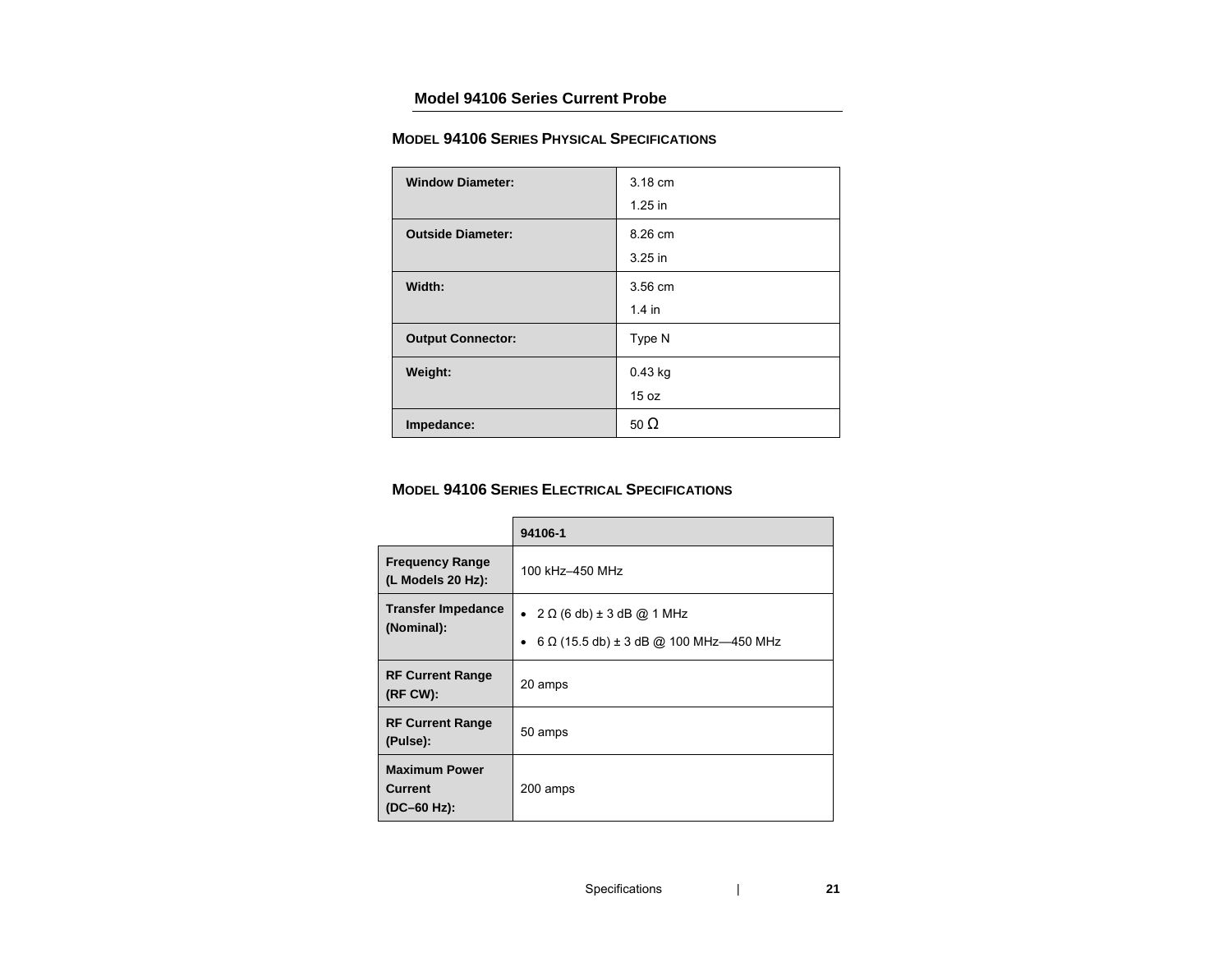## Model 94106 Series Current Probe

### MODEL 94106 SERIES PHYSICAL SPECIFICATIONS

| | |
|---|---|
| **Window Diameter:** | 3.18 cm<br>1.25 in |
| **Outside Diameter:** | 8.26 cm<br>3.25 in |
| **Width:** | 3.56 cm<br>1.4 in |
| **Output Connector:** | Type N |
| **Weight:** | 0.43 kg<br>15 oz |
| **Impedance:** | 50 Ω |

### MODEL 94106 SERIES ELECTRICAL SPECIFICATIONS

| | **94106-1** |
|---|---|
| **Frequency Range (L Models 20 Hz):** | 100 kHz–450 MHz |
| **Transfer Impedance (Nominal):** | • 2 Ω (6 db) ± 3 dB @ 1 MHz<br>• 6 Ω (15.5 db) ± 3 dB @ 100 MHz—450 MHz |
| **RF Current Range (RF CW):** | 20 amps |
| **RF Current Range (Pulse):** | 50 amps |
| **Maximum Power Current (DC–60 Hz):** | 200 amps |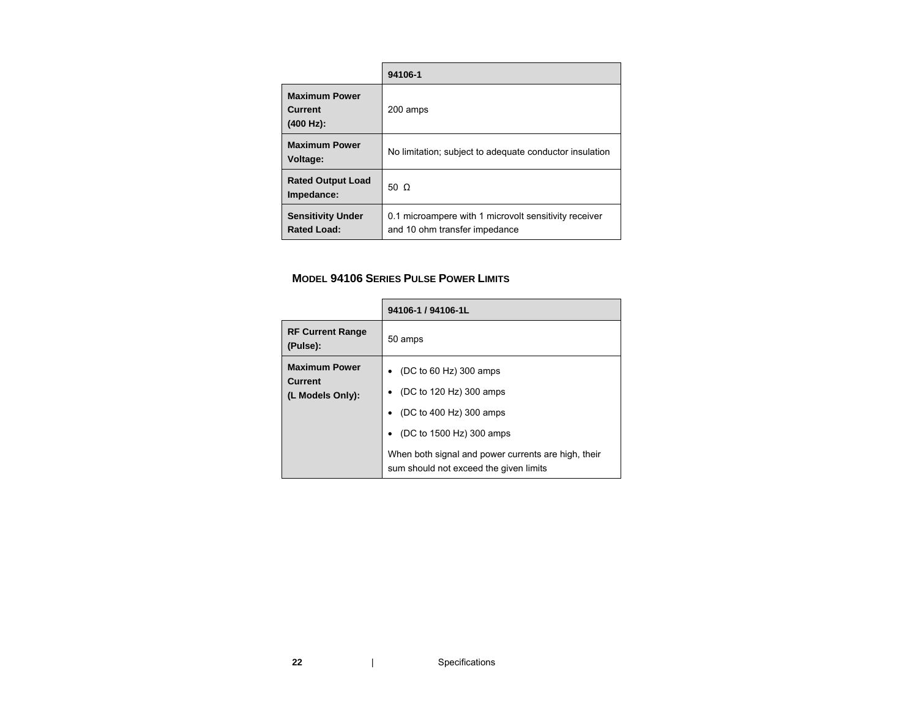| | 94106-1 |
|---|---|
| **Maximum Power Current (400 Hz):** | 200 amps |
| **Maximum Power Voltage:** | No limitation; subject to adequate conductor insulation |
| **Rated Output Load Impedance:** | 50 Ω |
| **Sensitivity Under Rated Load:** | 0.1 microampere with 1 microvolt sensitivity receiver and 10 ohm transfer impedance |

### MODEL 94106 SERIES PULSE POWER LIMITS

| | 94106-1 / 94106-1L |
|---|---|
| **RF Current Range (Pulse):** | 50 amps |
| **Maximum Power Current (L Models Only):** | • (DC to 60 Hz) 300 amps<br>• (DC to 120 Hz) 300 amps<br>• (DC to 400 Hz) 300 amps<br>• (DC to 1500 Hz) 300 amps<br>When both signal and power currents are high, their sum should not exceed the given limits |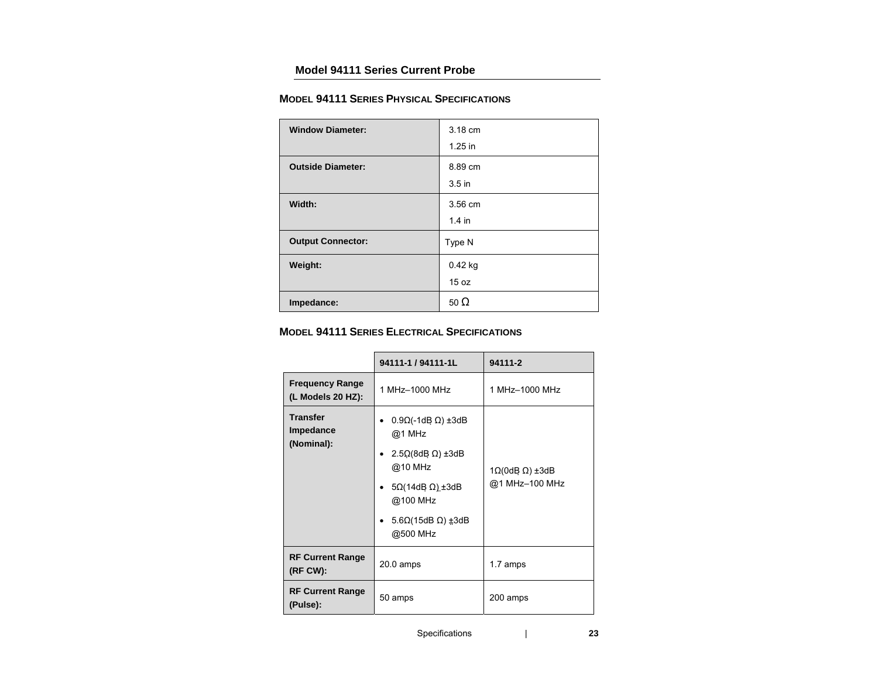# Model 94111 Series Current Probe

## MODEL 94111 SERIES PHYSICAL SPECIFICATIONS

| | |
|---|---|
| **Window Diameter:** | 3.18 cm<br>1.25 in |
| **Outside Diameter:** | 8.89 cm<br>3.5 in |
| **Width:** | 3.56 cm<br>1.4 in |
| **Output Connector:** | Type N |
| **Weight:** | 0.42 kg<br>15 oz |
| **Impedance:** | 50 Ω |

## MODEL 94111 SERIES ELECTRICAL SPECIFICATIONS

| | 94111-1 / 94111-1L | 94111-2 |
|---|---|---|
| **Frequency Range (L Models 20 HZ):** | 1 MHz–1000 MHz | 1 MHz–1000 MHz |
| **Transfer Impedance (Nominal):** | • 0.9Ω(-1dB Ω) ±3dB @1 MHz<br>• 2.5Ω(8dB Ω) ±3dB @10 MHz<br>• 5Ω(14dB Ω) ±3dB @100 MHz<br>• 5.6Ω(15dB Ω) ±3dB @500 MHz | 1Ω(0dB Ω) ±3dB @1 MHz–100 MHz |
| **RF Current Range (RF CW):** | 20.0 amps | 1.7 amps |
| **RF Current Range (Pulse):** | 50 amps | 200 amps |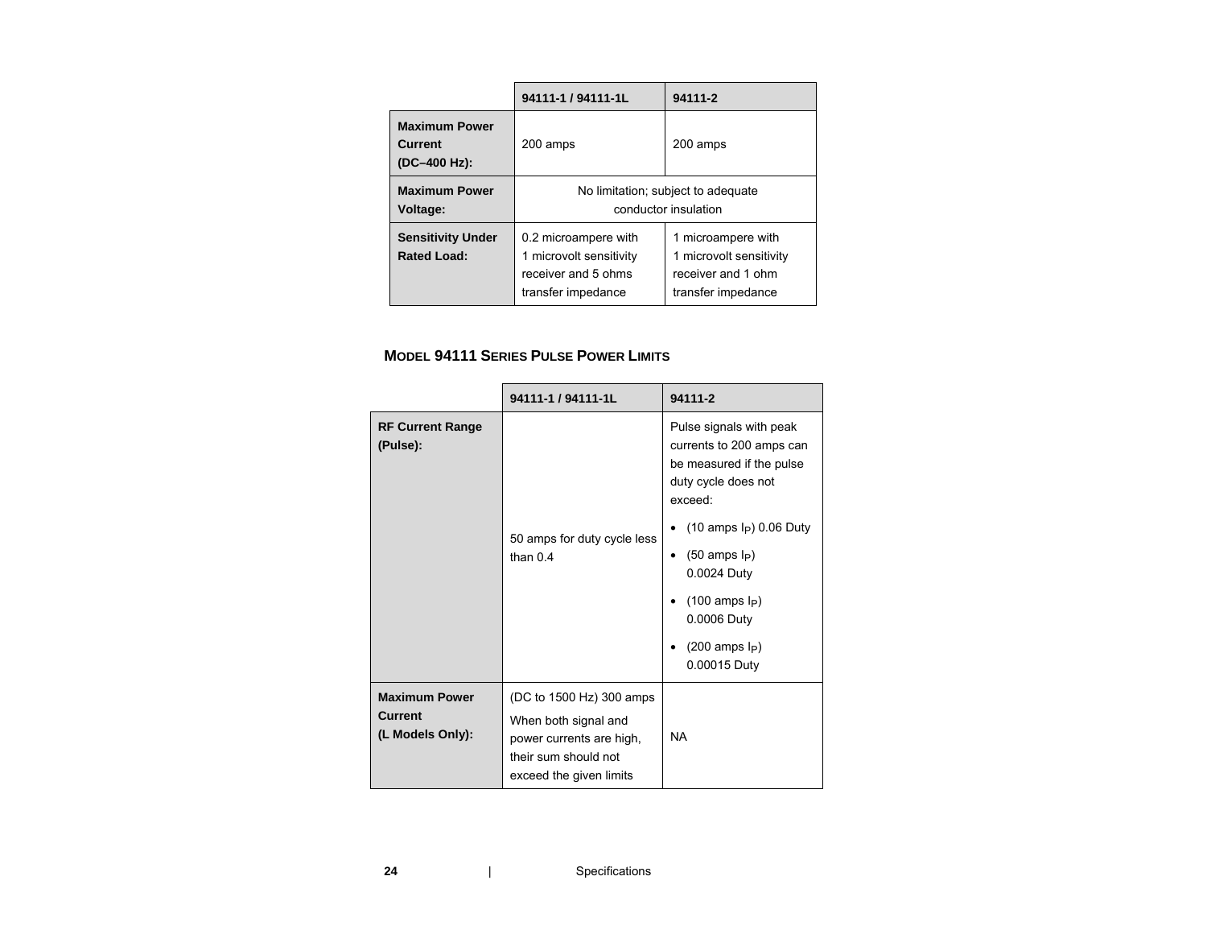| | 94111-1 / 94111-1L | 94111-2 |
|---|---|---|
| **Maximum Power Current (DC–400 Hz):** | 200 amps | 200 amps |
| **Maximum Power Voltage:** | No limitation; subject to adequate conductor insulation | |
| **Sensitivity Under Rated Load:** | 0.2 microampere with 1 microvolt sensitivity receiver and 5 ohms transfer impedance | 1 microampere with 1 microvolt sensitivity receiver and 1 ohm transfer impedance |

### MODEL 94111 SERIES PULSE POWER LIMITS

| | 94111-1 / 94111-1L | 94111-2 |
|---|---|---|
| **RF Current Range (Pulse):** | 50 amps for duty cycle less than 0.4 | Pulse signals with peak currents to 200 amps can be measured if the pulse duty cycle does not exceed: <br>• (10 amps $I_P$) 0.06 Duty <br>• (50 amps $I_P$) 0.0024 Duty <br>• (100 amps $I_P$) 0.0006 Duty <br>• (200 amps $I_P$) 0.00015 Duty |
| **Maximum Power Current (L Models Only):** | (DC to 1500 Hz) 300 amps <br>When both signal and power currents are high, their sum should not exceed the given limits | NA |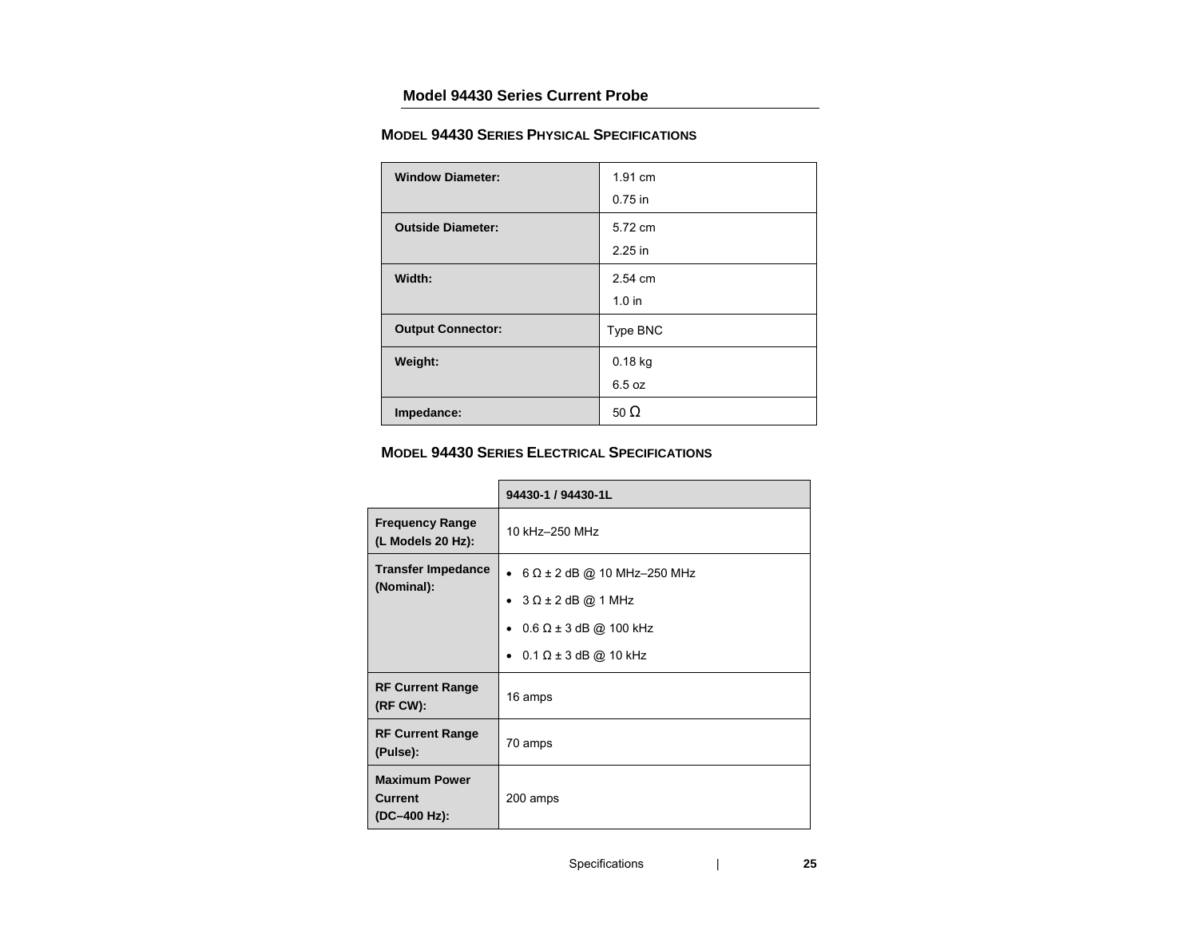## Model 94430 Series Current Probe

### MODEL 94430 SERIES PHYSICAL SPECIFICATIONS

| | |
|---|---|
| **Window Diameter:** | 1.91 cm<br>0.75 in |
| **Outside Diameter:** | 5.72 cm<br>2.25 in |
| **Width:** | 2.54 cm<br>1.0 in |
| **Output Connector:** | Type BNC |
| **Weight:** | 0.18 kg<br>6.5 oz |
| **Impedance:** | 50 Ω |

### MODEL 94430 SERIES ELECTRICAL SPECIFICATIONS

| | 94430-1 / 94430-1L |
|---|---|
| **Frequency Range (L Models 20 Hz):** | 10 kHz–250 MHz |
| **Transfer Impedance (Nominal):** | • 6 Ω ± 2 dB @ 10 MHz–250 MHz<br>• 3 Ω ± 2 dB @ 1 MHz<br>• 0.6 Ω ± 3 dB @ 100 kHz<br>• 0.1 Ω ± 3 dB @ 10 kHz |
| **RF Current Range (RF CW):** | 16 amps |
| **RF Current Range (Pulse):** | 70 amps |
| **Maximum Power Current (DC–400 Hz):** | 200 amps |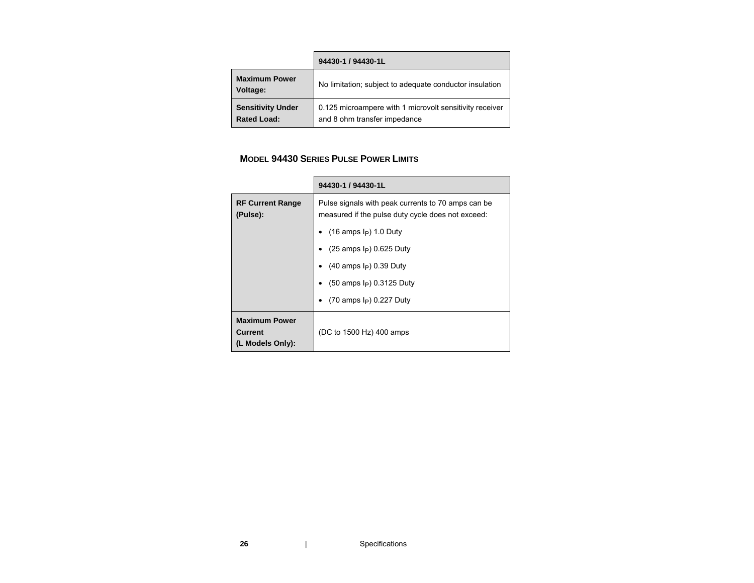| | 94430-1 / 94430-1L |
|---|---|
| **Maximum Power Voltage:** | No limitation; subject to adequate conductor insulation |
| **Sensitivity Under Rated Load:** | 0.125 microampere with 1 microvolt sensitivity receiver and 8 ohm transfer impedance |

### MODEL 94430 SERIES PULSE POWER LIMITS

| | 94430-1 / 94430-1L |
|---|---|
| **RF Current Range (Pulse):** | Pulse signals with peak currents to 70 amps can be measured if the pulse duty cycle does not exceed:<br>• (16 amps $I_P$) 1.0 Duty<br>• (25 amps $I_P$) 0.625 Duty<br>• (40 amps $I_P$) 0.39 Duty<br>• (50 amps $I_P$) 0.3125 Duty<br>• (70 amps $I_P$) 0.227 Duty |
| **Maximum Power Current (L Models Only):** | (DC to 1500 Hz) 400 amps |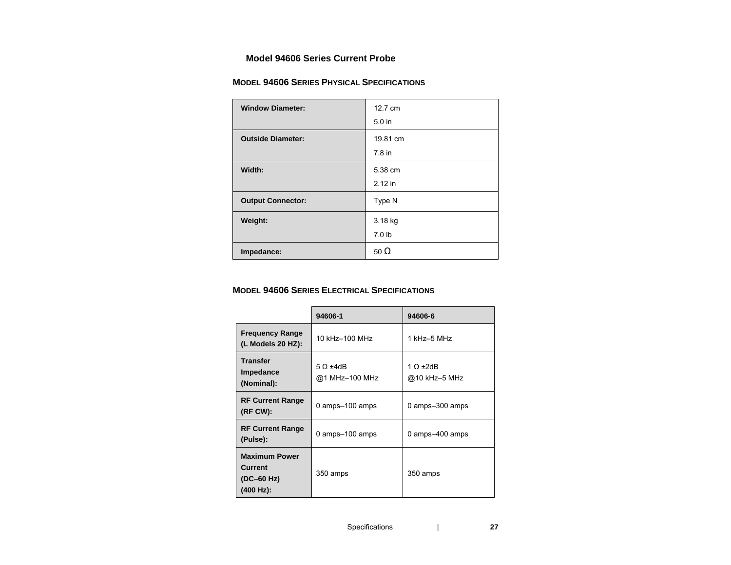## Model 94606 Series Current Probe

### Model 94606 Series Physical Specifications

| | |
|---|---|
| **Window Diameter:** | 12.7 cm<br>5.0 in |
| **Outside Diameter:** | 19.81 cm<br>7.8 in |
| **Width:** | 5.38 cm<br>2.12 in |
| **Output Connector:** | Type N |
| **Weight:** | 3.18 kg<br>7.0 lb |
| **Impedance:** | 50 Ω |

### Model 94606 Series Electrical Specifications

| | 94606-1 | 94606-6 |
|---|---|---|
| **Frequency Range (L Models 20 HZ):** | 10 kHz–100 MHz | 1 kHz–5 MHz |
| **Transfer Impedance (Nominal):** | 5 Ω ±4dB<br>@1 MHz–100 MHz | 1 Ω ±2dB<br>@10 kHz–5 MHz |
| **RF Current Range (RF CW):** | 0 amps–100 amps | 0 amps–300 amps |
| **RF Current Range (Pulse):** | 0 amps–100 amps | 0 amps–400 amps |
| **Maximum Power Current (DC–60 Hz) (400 Hz):** | 350 amps | 350 amps |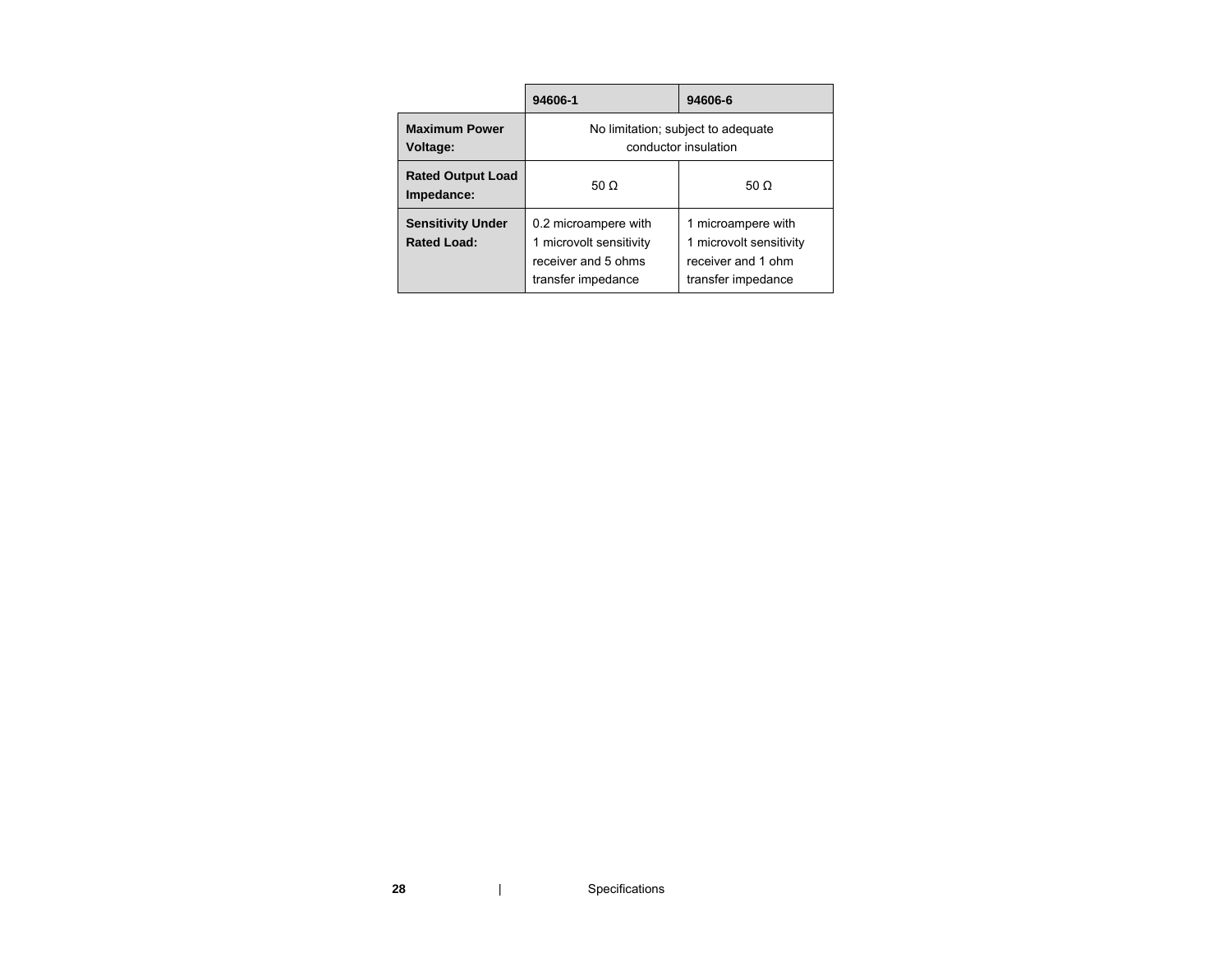| | 94606-1 | 94606-6 |
|---|---|---|
| **Maximum Power Voltage:** | No limitation; subject to adequate conductor insulation | |
| **Rated Output Load Impedance:** | 50 Ω | 50 Ω |
| **Sensitivity Under Rated Load:** | 0.2 microampere with 1 microvolt sensitivity receiver and 5 ohms transfer impedance | 1 microampere with 1 microvolt sensitivity receiver and 1 ohm transfer impedance |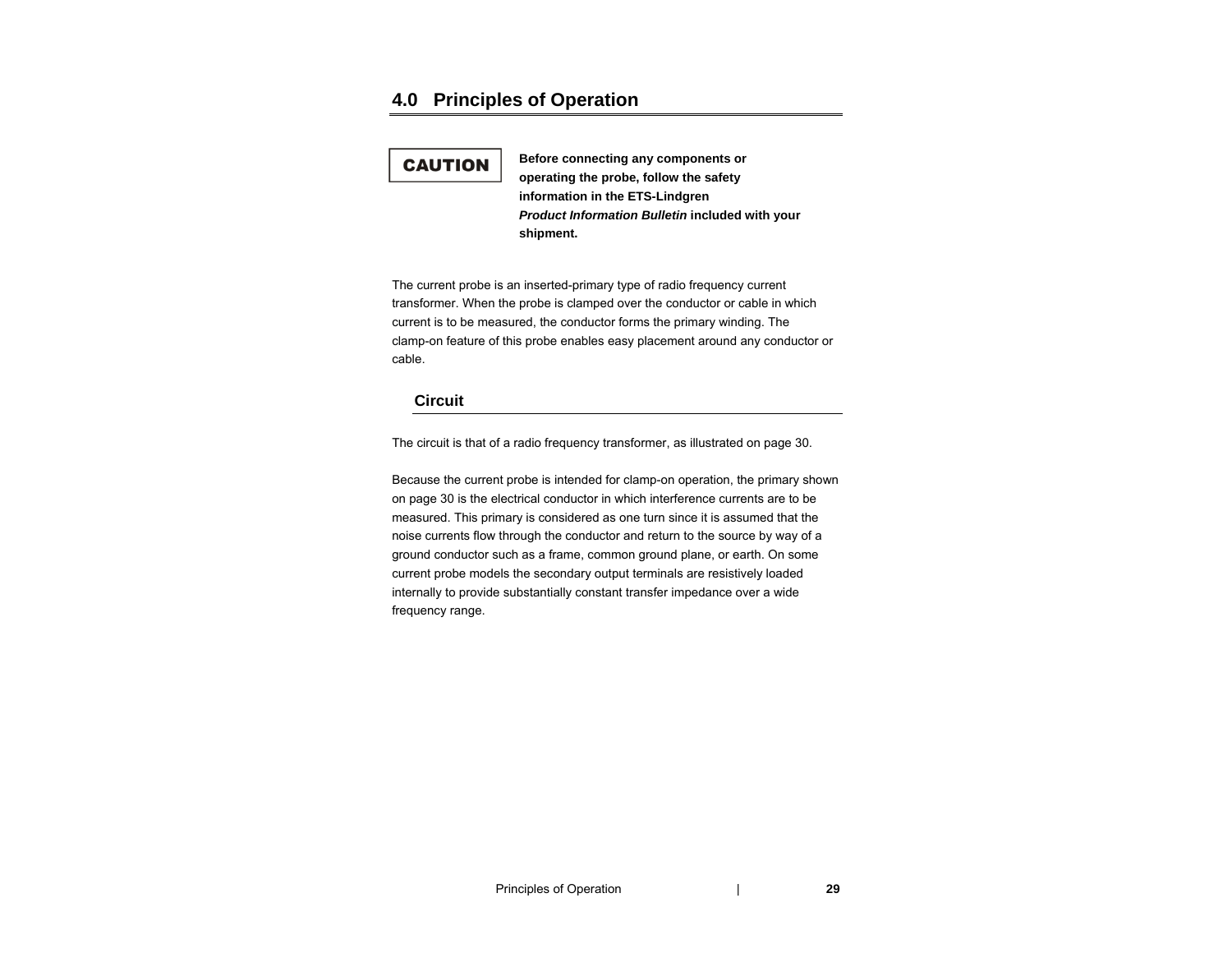# 4.0 Principles of Operation

**CAUTION**

**Before connecting any components or operating the probe, follow the safety information in the ETS-Lindgren *Product Information Bulletin* included with your shipment.**

The current probe is an inserted-primary type of radio frequency current transformer. When the probe is clamped over the conductor or cable in which current is to be measured, the conductor forms the primary winding. The clamp-on feature of this probe enables easy placement around any conductor or cable.

## Circuit

The circuit is that of a radio frequency transformer, as illustrated on page 30.

Because the current probe is intended for clamp-on operation, the primary shown on page 30 is the electrical conductor in which interference currents are to be measured. This primary is considered as one turn since it is assumed that the noise currents flow through the conductor and return to the source by way of a ground conductor such as a frame, common ground plane, or earth. On some current probe models the secondary output terminals are resistively loaded internally to provide substantially constant transfer impedance over a wide frequency range.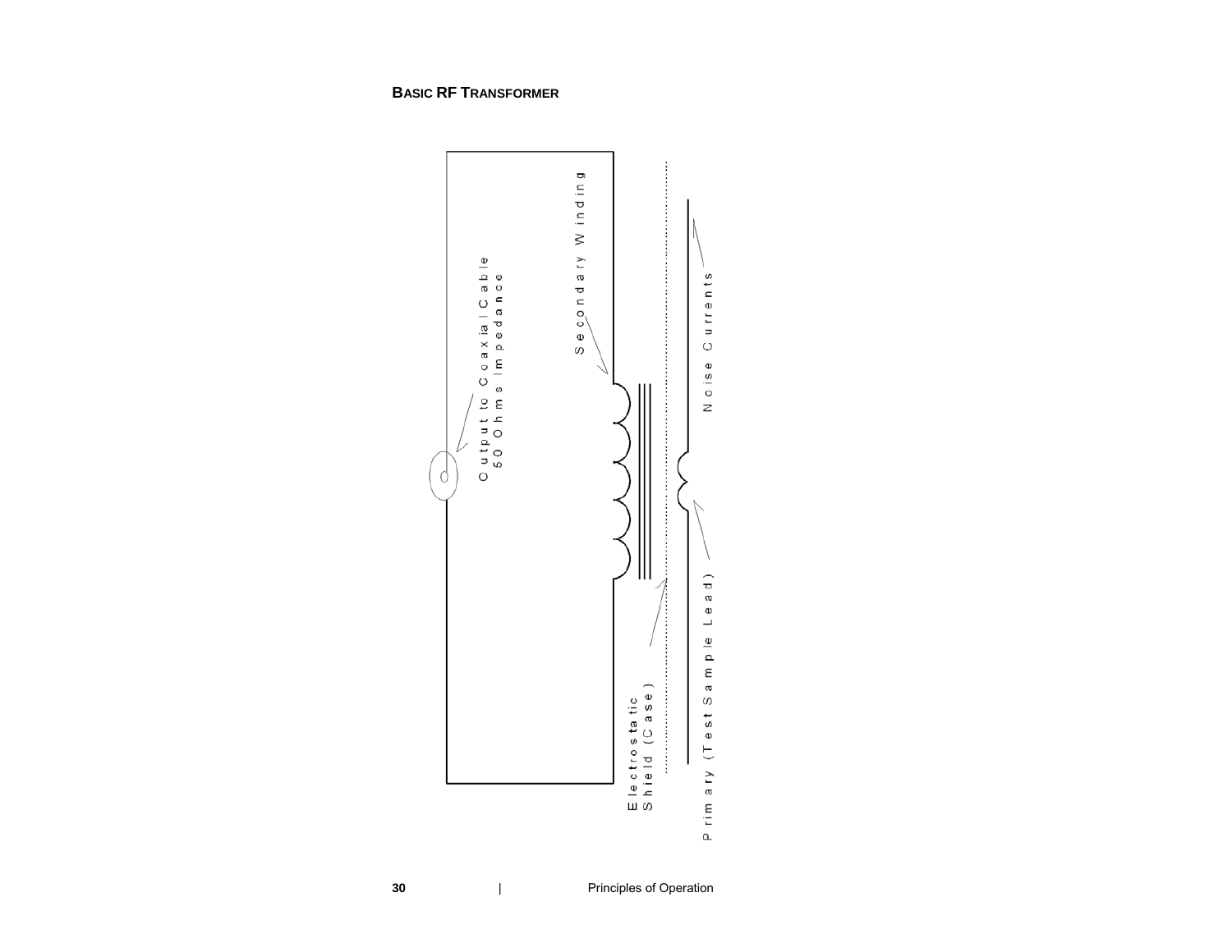## BASIC RF TRANSFORMER

Output to Coaxial Cable
50 Ohms Impedance

Secondary Winding

Noise Currents

Electrostatic
Shield (Case)

Primary (Test Sample Lead)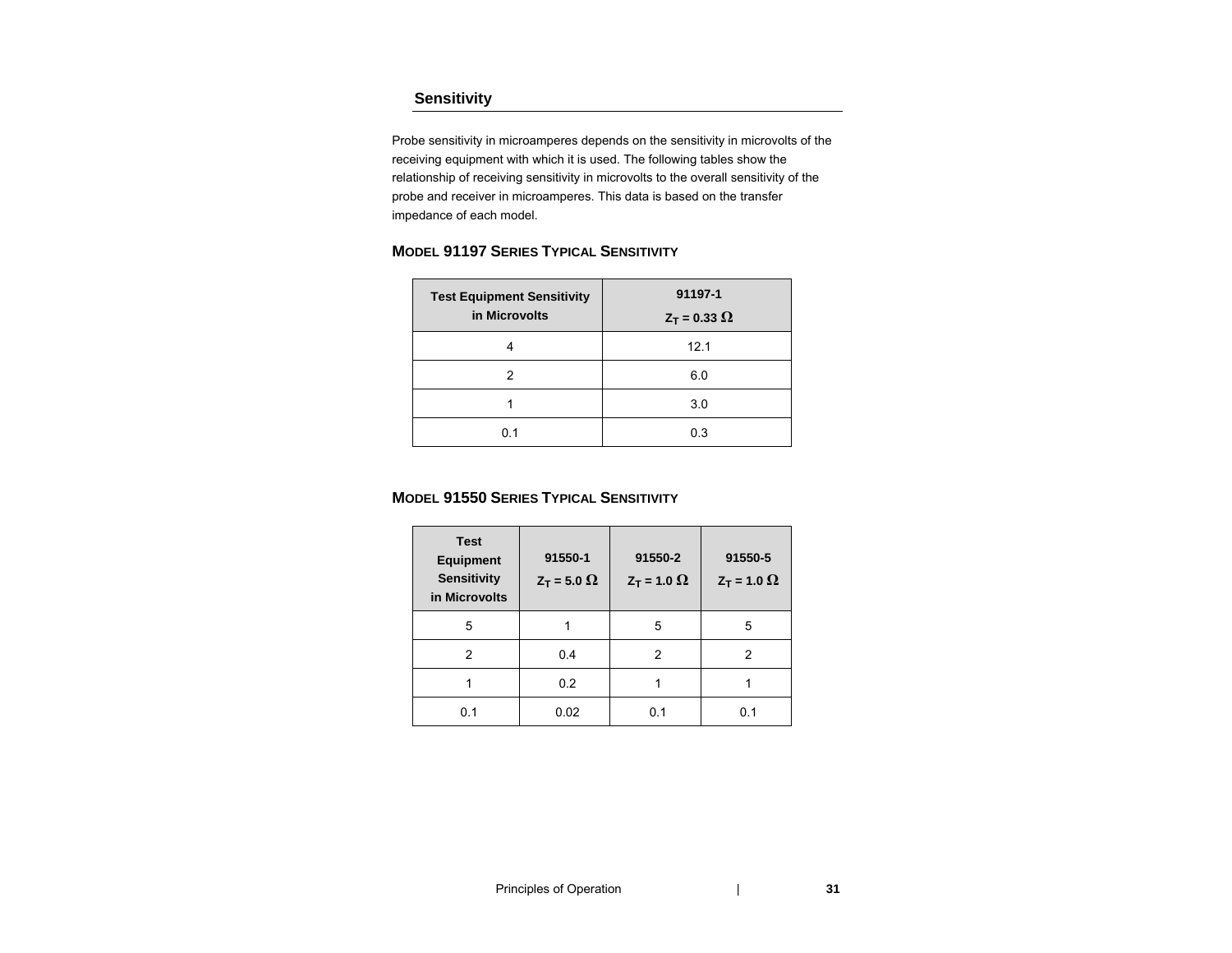## Sensitivity

Probe sensitivity in microamperes depends on the sensitivity in microvolts of the receiving equipment with which it is used. The following tables show the relationship of receiving sensitivity in microvolts to the overall sensitivity of the probe and receiver in microamperes. This data is based on the transfer impedance of each model.

### MODEL 91197 SERIES TYPICAL SENSITIVITY

| Test Equipment Sensitivity in Microvolts | 91197-1 $Z_T = 0.33\ \Omega$ |
|---|---|
| 4 | 12.1 |
| 2 | 6.0 |
| 1 | 3.0 |
| 0.1 | 0.3 |

### MODEL 91550 SERIES TYPICAL SENSITIVITY

| Test Equipment Sensitivity in Microvolts | 91550-1 $Z_T = 5.0\ \Omega$ | 91550-2 $Z_T = 1.0\ \Omega$ | 91550-5 $Z_T = 1.0\ \Omega$ |
|---|---|---|---|
| 5 | 1 | 5 | 5 |
| 2 | 0.4 | 2 | 2 |
| 1 | 0.2 | 1 | 1 |
| 0.1 | 0.02 | 0.1 | 0.1 |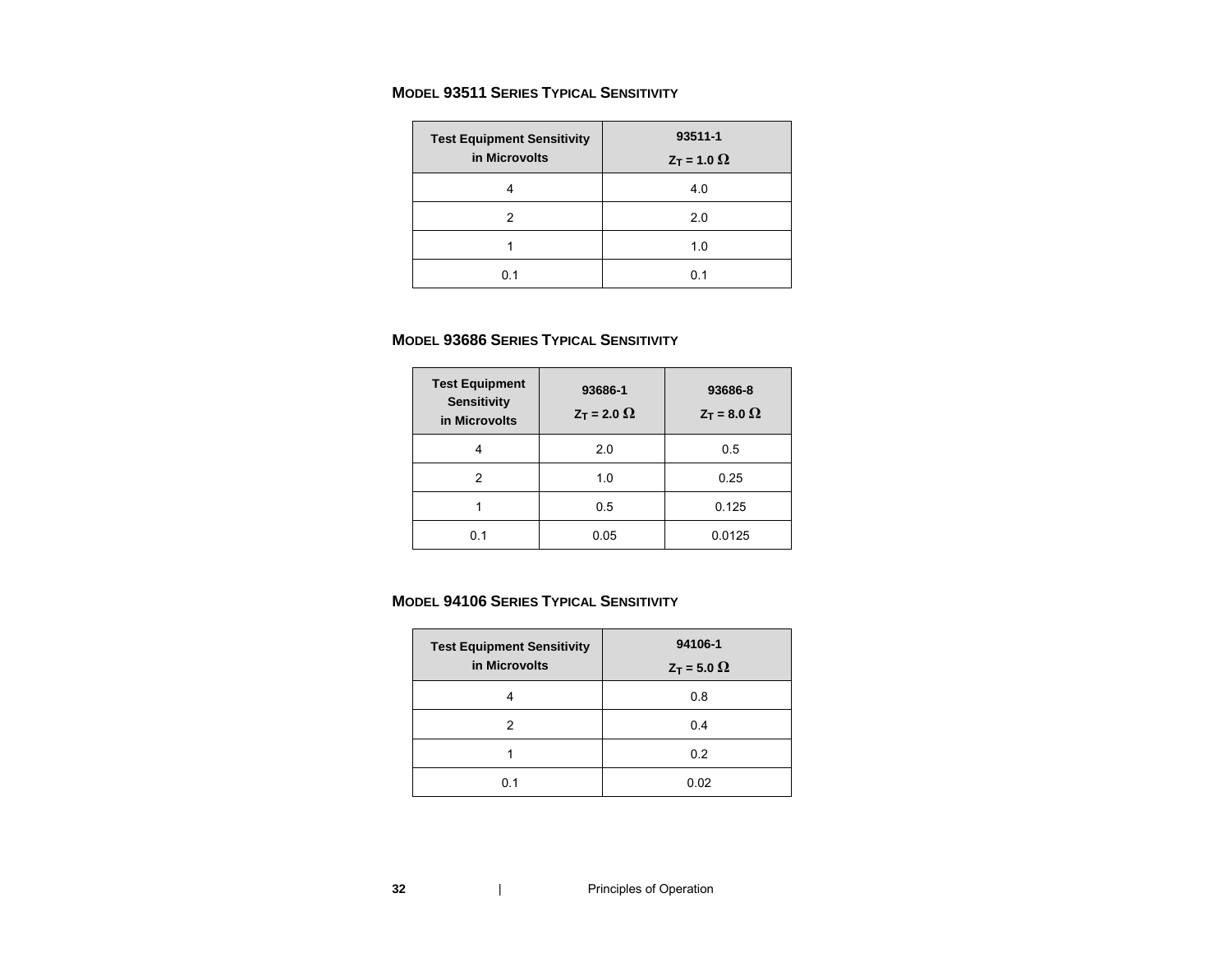### Model 93511 Series Typical Sensitivity

| Test Equipment Sensitivity in Microvolts | 93511-1 $Z_T = 1.0\ \Omega$ |
|---|---|
| 4 | 4.0 |
| 2 | 2.0 |
| 1 | 1.0 |
| 0.1 | 0.1 |

### Model 93686 Series Typical Sensitivity

| Test Equipment Sensitivity in Microvolts | 93686-1 $Z_T = 2.0\ \Omega$ | 93686-8 $Z_T = 8.0\ \Omega$ |
|---|---|---|
| 4 | 2.0 | 0.5 |
| 2 | 1.0 | 0.25 |
| 1 | 0.5 | 0.125 |
| 0.1 | 0.05 | 0.0125 |

### Model 94106 Series Typical Sensitivity

| Test Equipment Sensitivity in Microvolts | 94106-1 $Z_T = 5.0\ \Omega$ |
|---|---|
| 4 | 0.8 |
| 2 | 0.4 |
| 1 | 0.2 |
| 0.1 | 0.02 |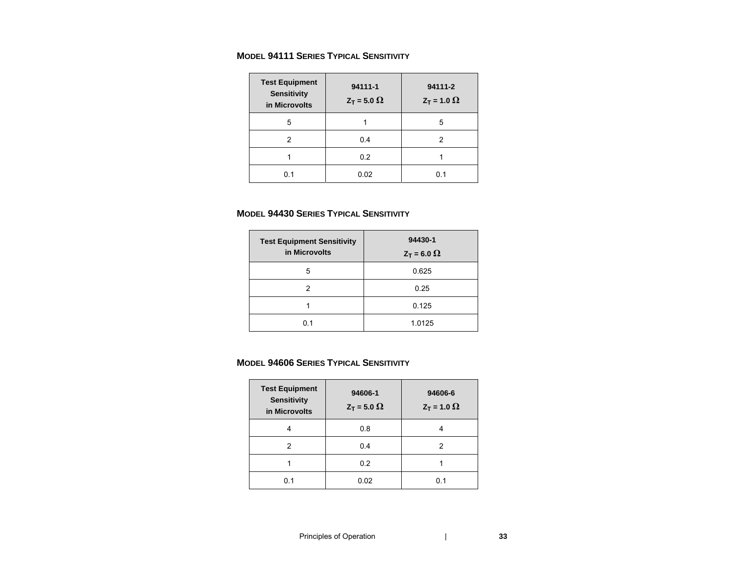### MODEL 94111 SERIES TYPICAL SENSITIVITY

| Test Equipment Sensitivity in Microvolts | 94111-1 $Z_T = 5.0\ \Omega$ | 94111-2 $Z_T = 1.0\ \Omega$ |
|---|---|---|
| 5 | 1 | 5 |
| 2 | 0.4 | 2 |
| 1 | 0.2 | 1 |
| 0.1 | 0.02 | 0.1 |

### MODEL 94430 SERIES TYPICAL SENSITIVITY

| Test Equipment Sensitivity in Microvolts | 94430-1 $Z_T = 6.0\ \Omega$ |
|---|---|
| 5 | 0.625 |
| 2 | 0.25 |
| 1 | 0.125 |
| 0.1 | 1.0125 |

### MODEL 94606 SERIES TYPICAL SENSITIVITY

| Test Equipment Sensitivity in Microvolts | 94606-1 $Z_T = 5.0\ \Omega$ | 94606-6 $Z_T = 1.0\ \Omega$ |
|---|---|---|
| 4 | 0.8 | 4 |
| 2 | 0.4 | 2 |
| 1 | 0.2 | 1 |
| 0.1 | 0.02 | 0.1 |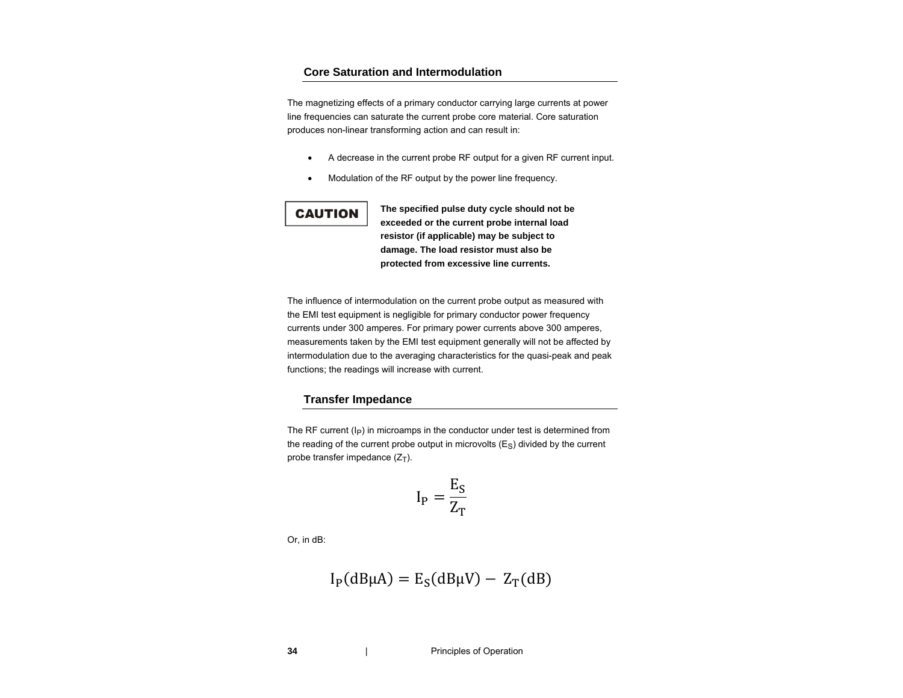## Core Saturation and Intermodulation

The magnetizing effects of a primary conductor carrying large currents at power line frequencies can saturate the current probe core material. Core saturation produces non-linear transforming action and can result in:

- A decrease in the current probe RF output for a given RF current input.
- Modulation of the RF output by the power line frequency.

**CAUTION**

**The specified pulse duty cycle should not be exceeded or the current probe internal load resistor (if applicable) may be subject to damage. The load resistor must also be protected from excessive line currents.**

The influence of intermodulation on the current probe output as measured with the EMI test equipment is negligible for primary conductor power frequency currents under 300 amperes. For primary power currents above 300 amperes, measurements taken by the EMI test equipment generally will not be affected by intermodulation due to the averaging characteristics for the quasi-peak and peak functions; the readings will increase with current.

## Transfer Impedance

The RF current ($I_P$) in microamps in the conductor under test is determined from the reading of the current probe output in microvolts ($E_S$) divided by the current probe transfer impedance ($Z_T$).

$$I_P = \frac{E_S}{Z_T}$$

Or, in dB:

$$I_P(\text{dB}\mu\text{A}) = E_S(\text{dB}\mu\text{V}) - Z_T(\text{dB})$$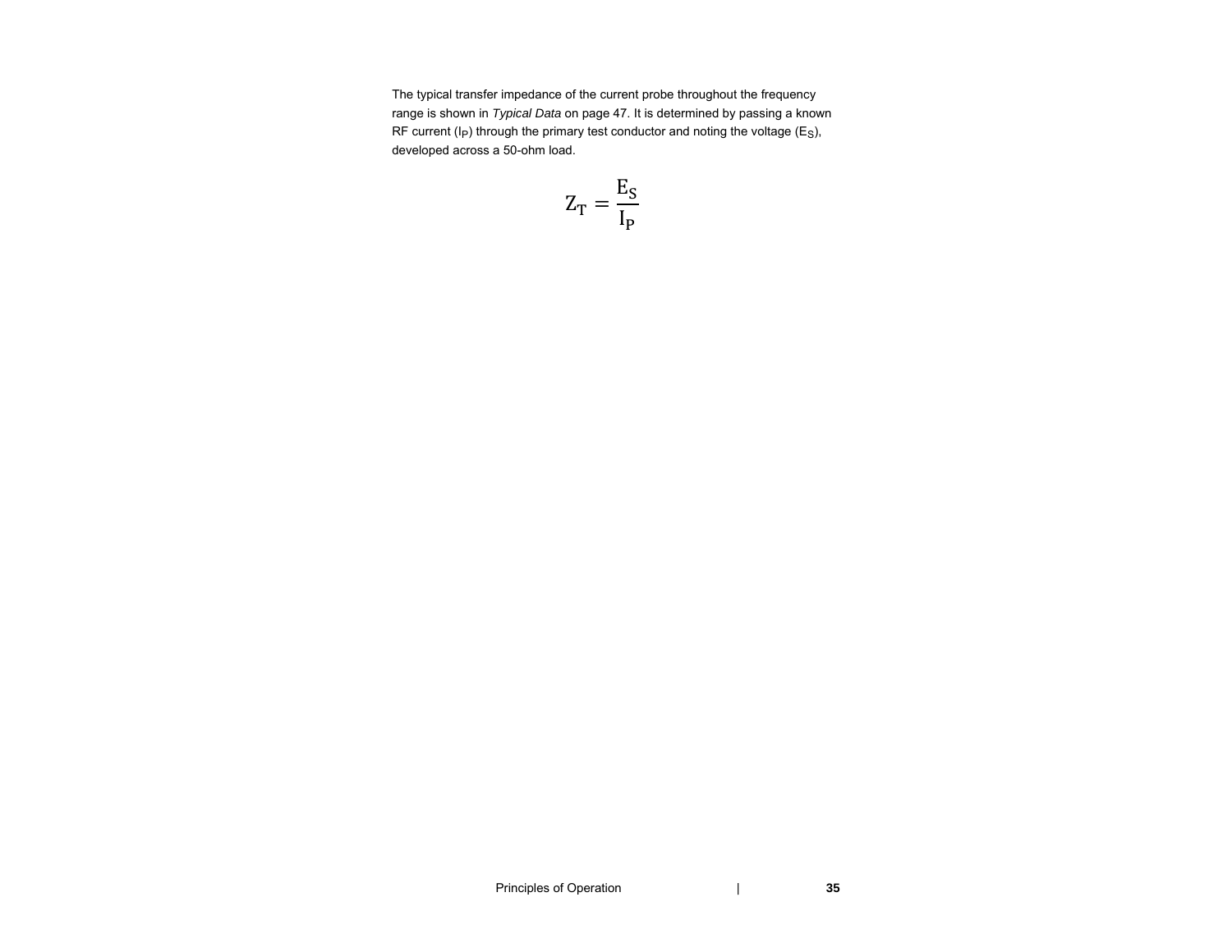The typical transfer impedance of the current probe throughout the frequency range is shown in *Typical Data* on page 47. It is determined by passing a known RF current ($I_P$) through the primary test conductor and noting the voltage ($E_S$), developed across a 50-ohm load.

$$Z_T = \frac{E_S}{I_P}$$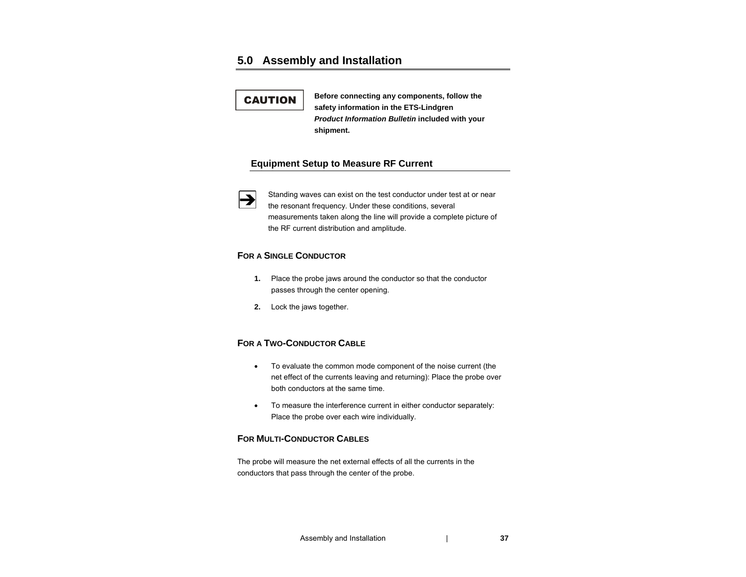# 5.0 Assembly and Installation

**CAUTION**

**Before connecting any components, follow the safety information in the ETS-Lindgren *Product Information Bulletin* included with your shipment.**

## Equipment Setup to Measure RF Current

➔ Standing waves can exist on the test conductor under test at or near the resonant frequency. Under these conditions, several measurements taken along the line will provide a complete picture of the RF current distribution and amplitude.

### For a Single Conductor

1. Place the probe jaws around the conductor so that the conductor passes through the center opening.
2. Lock the jaws together.

### For a Two-Conductor Cable

- To evaluate the common mode component of the noise current (the net effect of the currents leaving and returning): Place the probe over both conductors at the same time.
- To measure the interference current in either conductor separately: Place the probe over each wire individually.

### For Multi-Conductor Cables

The probe will measure the net external effects of all the currents in the conductors that pass through the center of the probe.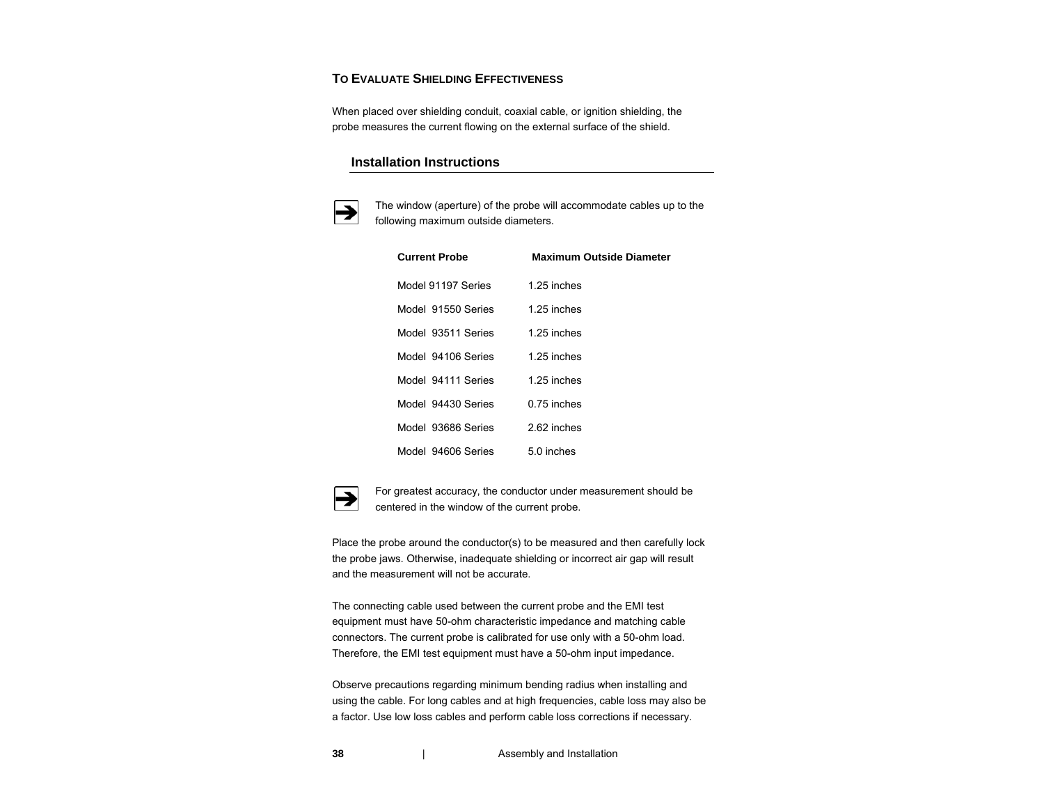### TO EVALUATE SHIELDING EFFECTIVENESS

When placed over shielding conduit, coaxial cable, or ignition shielding, the probe measures the current flowing on the external surface of the shield.

## Installation Instructions

➔ The window (aperture) of the probe will accommodate cables up to the following maximum outside diameters.

| Current Probe | Maximum Outside Diameter |
|---|---|
| Model 91197 Series | 1.25 inches |
| Model 91550 Series | 1.25 inches |
| Model 93511 Series | 1.25 inches |
| Model 94106 Series | 1.25 inches |
| Model 94111 Series | 1.25 inches |
| Model 94430 Series | 0.75 inches |
| Model 93686 Series | 2.62 inches |
| Model 94606 Series | 5.0 inches |

➔ For greatest accuracy, the conductor under measurement should be centered in the window of the current probe.

Place the probe around the conductor(s) to be measured and then carefully lock the probe jaws. Otherwise, inadequate shielding or incorrect air gap will result and the measurement will not be accurate.

The connecting cable used between the current probe and the EMI test equipment must have 50-ohm characteristic impedance and matching cable connectors. The current probe is calibrated for use only with a 50-ohm load. Therefore, the EMI test equipment must have a 50-ohm input impedance.

Observe precautions regarding minimum bending radius when installing and using the cable. For long cables and at high frequencies, cable loss may also be a factor. Use low loss cables and perform cable loss corrections if necessary.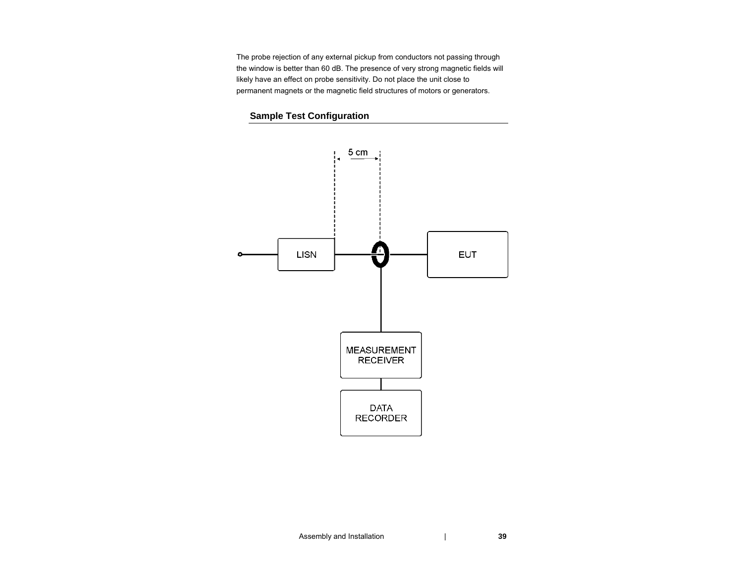The probe rejection of any external pickup from conductors not passing through the window is better than 60 dB. The presence of very strong magnetic fields will likely have an effect on probe sensitivity. Do not place the unit close to permanent magnets or the magnetic field structures of motors or generators.

## Sample Test Configuration

5 cm

LISN

EUT

MEASUREMENT RECEIVER

DATA RECORDER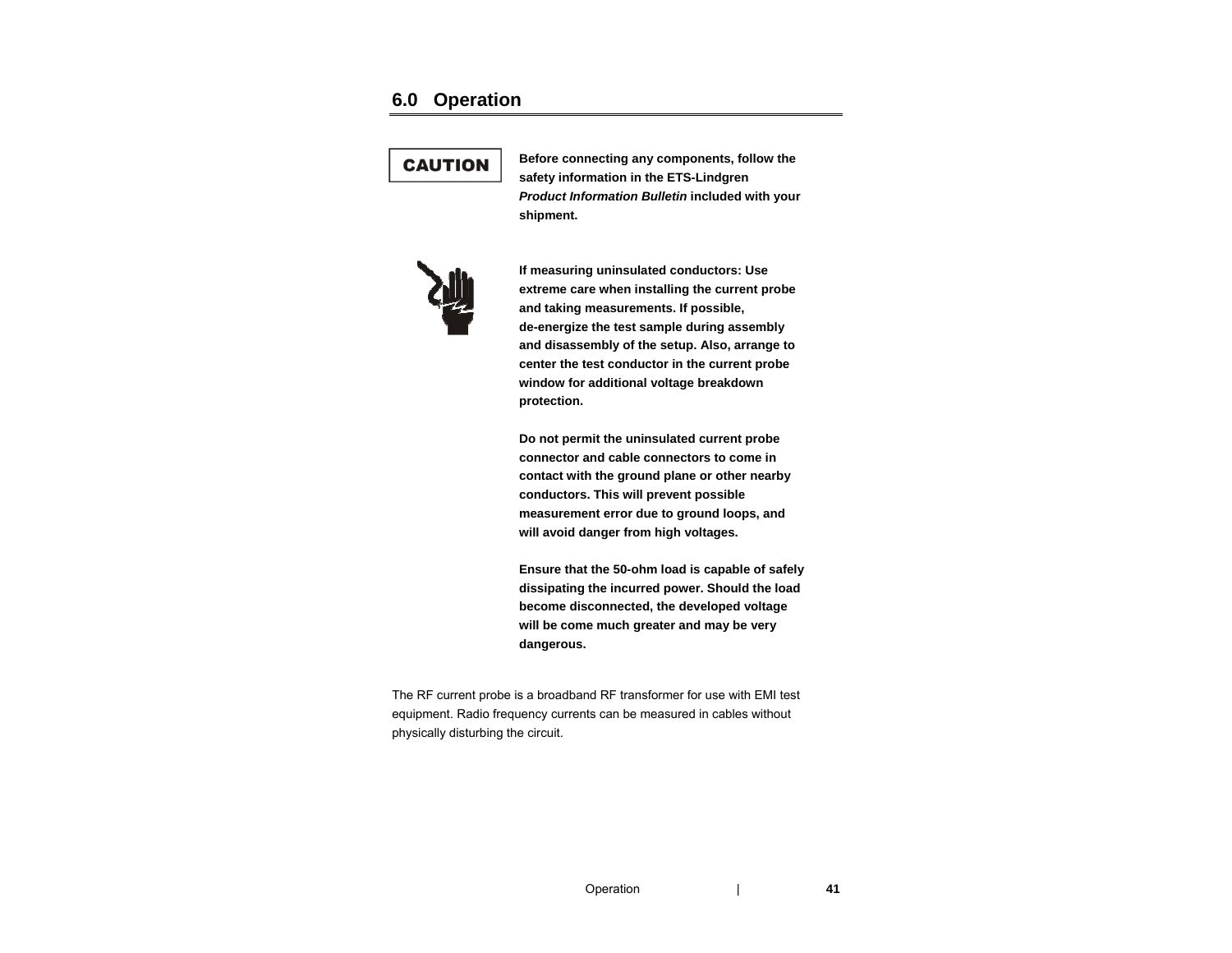## 6.0 Operation

**CAUTION**

**Before connecting any components, follow the safety information in the ETS-Lindgren *Product Information Bulletin* included with your shipment.**

**If measuring uninsulated conductors: Use extreme care when installing the current probe and taking measurements. If possible, de-energize the test sample during assembly and disassembly of the setup. Also, arrange to center the test conductor in the current probe window for additional voltage breakdown protection.**

**Do not permit the uninsulated current probe connector and cable connectors to come in contact with the ground plane or other nearby conductors. This will prevent possible measurement error due to ground loops, and will avoid danger from high voltages.**

**Ensure that the 50-ohm load is capable of safely dissipating the incurred power. Should the load become disconnected, the developed voltage will be come much greater and may be very dangerous.**

The RF current probe is a broadband RF transformer for use with EMI test equipment. Radio frequency currents can be measured in cables without physically disturbing the circuit.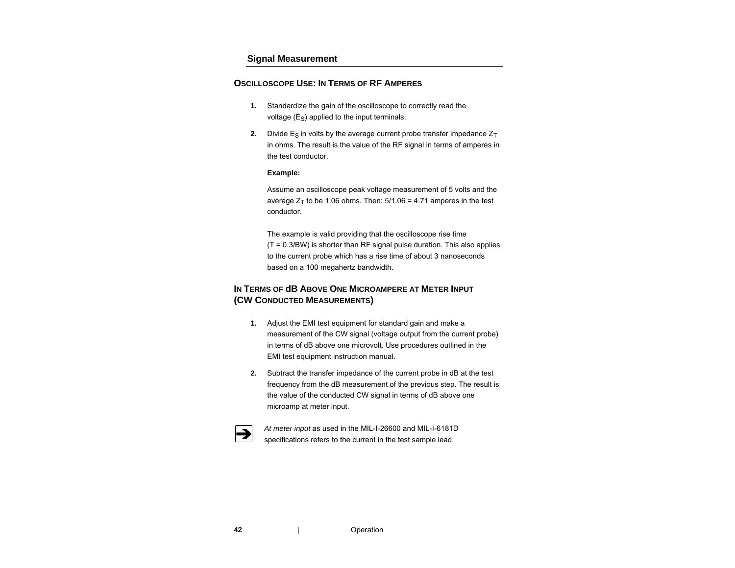## Signal Measurement

### Oscilloscope Use: In Terms of RF Amperes

1. Standardize the gain of the oscilloscope to correctly read the voltage ($E_S$) applied to the input terminals.

2. Divide $E_S$ in volts by the average current probe transfer impedance $Z_T$ in ohms. The result is the value of the RF signal in terms of amperes in the test conductor.

   **Example:**

   Assume an oscilloscope peak voltage measurement of 5 volts and the average $Z_T$ to be 1.06 ohms. Then: 5/1.06 = 4.71 amperes in the test conductor.

   The example is valid providing that the oscilloscope rise time (T = 0.3/BW) is shorter than RF signal pulse duration. This also applies to the current probe which has a rise time of about 3 nanoseconds based on a 100 megahertz bandwidth.

### In Terms of dB Above One Microampere at Meter Input (CW Conducted Measurements)

1. Adjust the EMI test equipment for standard gain and make a measurement of the CW signal (voltage output from the current probe) in terms of dB above one microvolt. Use procedures outlined in the EMI test equipment instruction manual.

2. Subtract the transfer impedance of the current probe in dB at the test frequency from the dB measurement of the previous step. The result is the value of the conducted CW signal in terms of dB above one microamp at meter input.

➔ *At meter input* as used in the MIL-I-26600 and MIL-I-6181D specifications refers to the current in the test sample lead.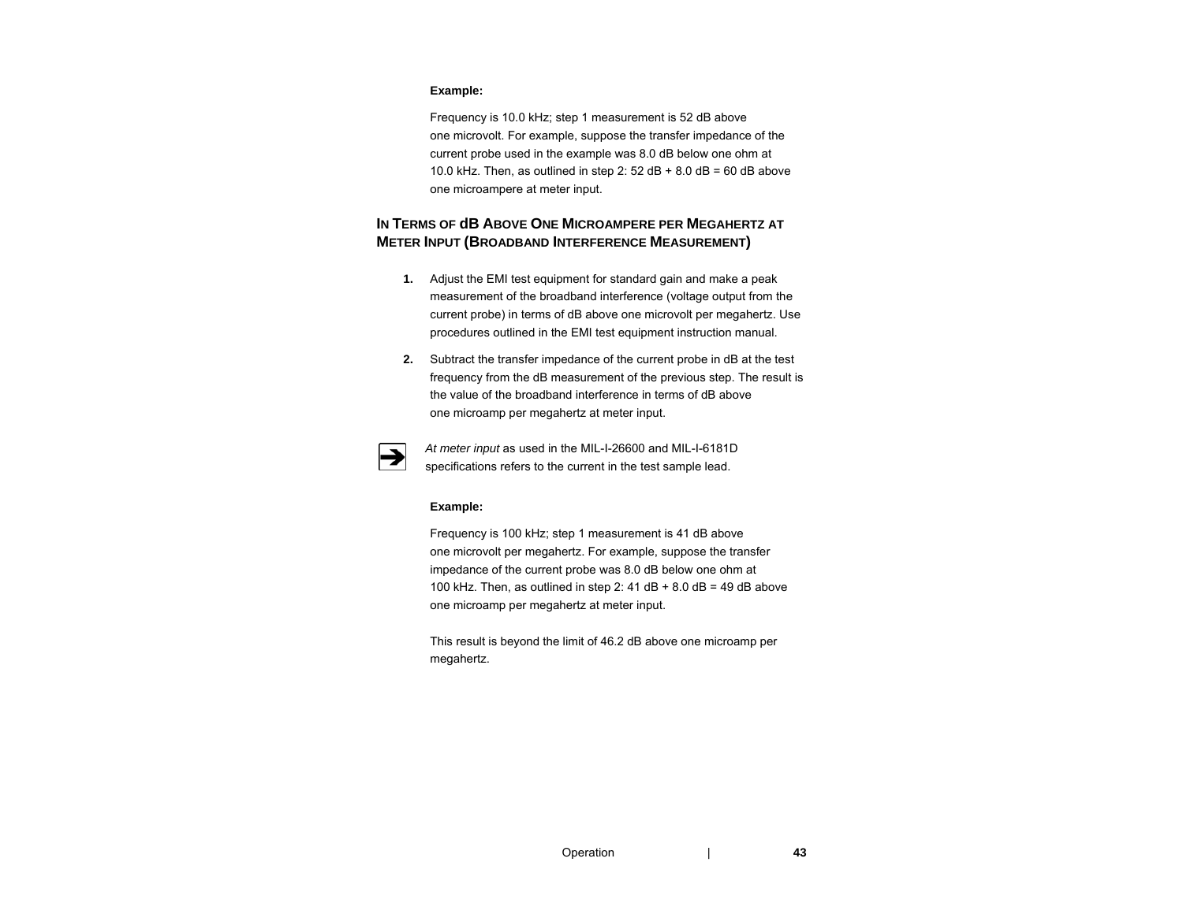**Example:**

Frequency is 10.0 kHz; step 1 measurement is 52 dB above one microvolt. For example, suppose the transfer impedance of the current probe used in the example was 8.0 dB below one ohm at 10.0 kHz. Then, as outlined in step 2: 52 dB + 8.0 dB = 60 dB above one microampere at meter input.

### In Terms of dB Above One Microampere per Megahertz at Meter Input (Broadband Interference Measurement)

1. Adjust the EMI test equipment for standard gain and make a peak measurement of the broadband interference (voltage output from the current probe) in terms of dB above one microvolt per megahertz. Use procedures outlined in the EMI test equipment instruction manual.
2. Subtract the transfer impedance of the current probe in dB at the test frequency from the dB measurement of the previous step. The result is the value of the broadband interference in terms of dB above one microamp per megahertz at meter input.

➔ *At meter input* as used in the MIL-I-26600 and MIL-I-6181D specifications refers to the current in the test sample lead.

**Example:**

Frequency is 100 kHz; step 1 measurement is 41 dB above one microvolt per megahertz. For example, suppose the transfer impedance of the current probe was 8.0 dB below one ohm at 100 kHz. Then, as outlined in step 2: 41 dB + 8.0 dB = 49 dB above one microamp per megahertz at meter input.

This result is beyond the limit of 46.2 dB above one microamp per megahertz.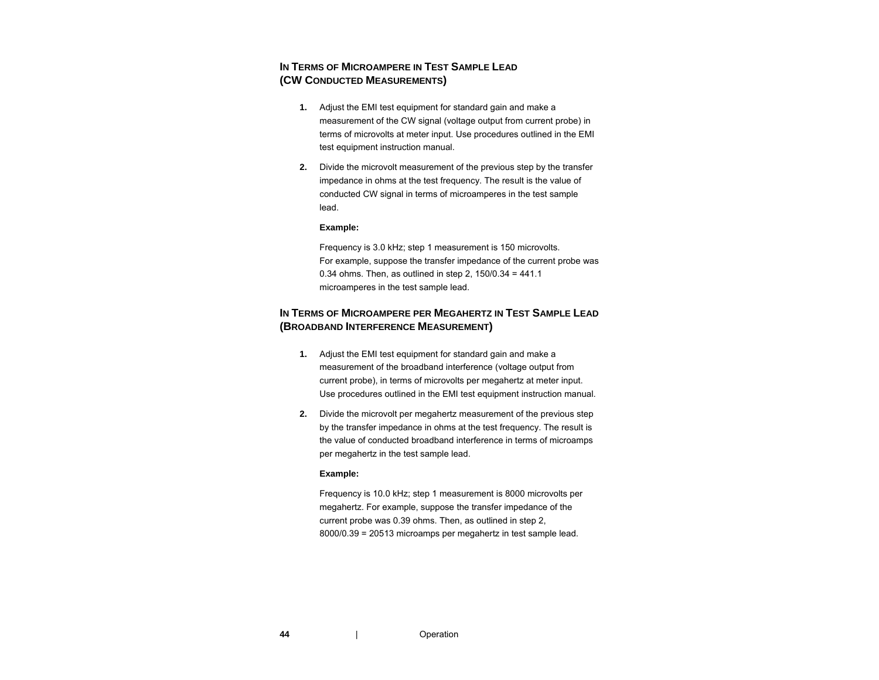### In Terms of Microampere in Test Sample Lead (CW Conducted Measurements)

1. Adjust the EMI test equipment for standard gain and make a measurement of the CW signal (voltage output from current probe) in terms of microvolts at meter input. Use procedures outlined in the EMI test equipment instruction manual.
2. Divide the microvolt measurement of the previous step by the transfer impedance in ohms at the test frequency. The result is the value of conducted CW signal in terms of microamperes in the test sample lead.

   **Example:**

   Frequency is 3.0 kHz; step 1 measurement is 150 microvolts.
   For example, suppose the transfer impedance of the current probe was 0.34 ohms. Then, as outlined in step 2, 150/0.34 = 441.1 microamperes in the test sample lead.

### In Terms of Microampere per Megahertz in Test Sample Lead (Broadband Interference Measurement)

1. Adjust the EMI test equipment for standard gain and make a measurement of the broadband interference (voltage output from current probe), in terms of microvolts per megahertz at meter input. Use procedures outlined in the EMI test equipment instruction manual.
2. Divide the microvolt per megahertz measurement of the previous step by the transfer impedance in ohms at the test frequency. The result is the value of conducted broadband interference in terms of microamps per megahertz in the test sample lead.

   **Example:**

   Frequency is 10.0 kHz; step 1 measurement is 8000 microvolts per megahertz. For example, suppose the transfer impedance of the current probe was 0.39 ohms. Then, as outlined in step 2, 8000/0.39 = 20513 microamps per megahertz in test sample lead.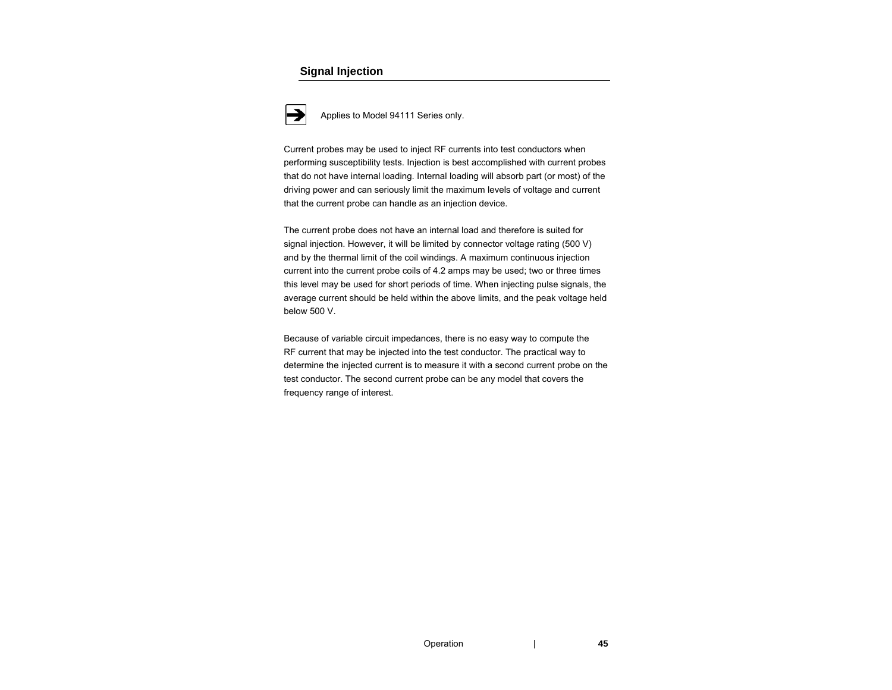## Signal Injection

➔ Applies to Model 94111 Series only.

Current probes may be used to inject RF currents into test conductors when performing susceptibility tests. Injection is best accomplished with current probes that do not have internal loading. Internal loading will absorb part (or most) of the driving power and can seriously limit the maximum levels of voltage and current that the current probe can handle as an injection device.

The current probe does not have an internal load and therefore is suited for signal injection. However, it will be limited by connector voltage rating (500 V) and by the thermal limit of the coil windings. A maximum continuous injection current into the current probe coils of 4.2 amps may be used; two or three times this level may be used for short periods of time. When injecting pulse signals, the average current should be held within the above limits, and the peak voltage held below 500 V.

Because of variable circuit impedances, there is no easy way to compute the RF current that may be injected into the test conductor. The practical way to determine the injected current is to measure it with a second current probe on the test conductor. The second current probe can be any model that covers the frequency range of interest.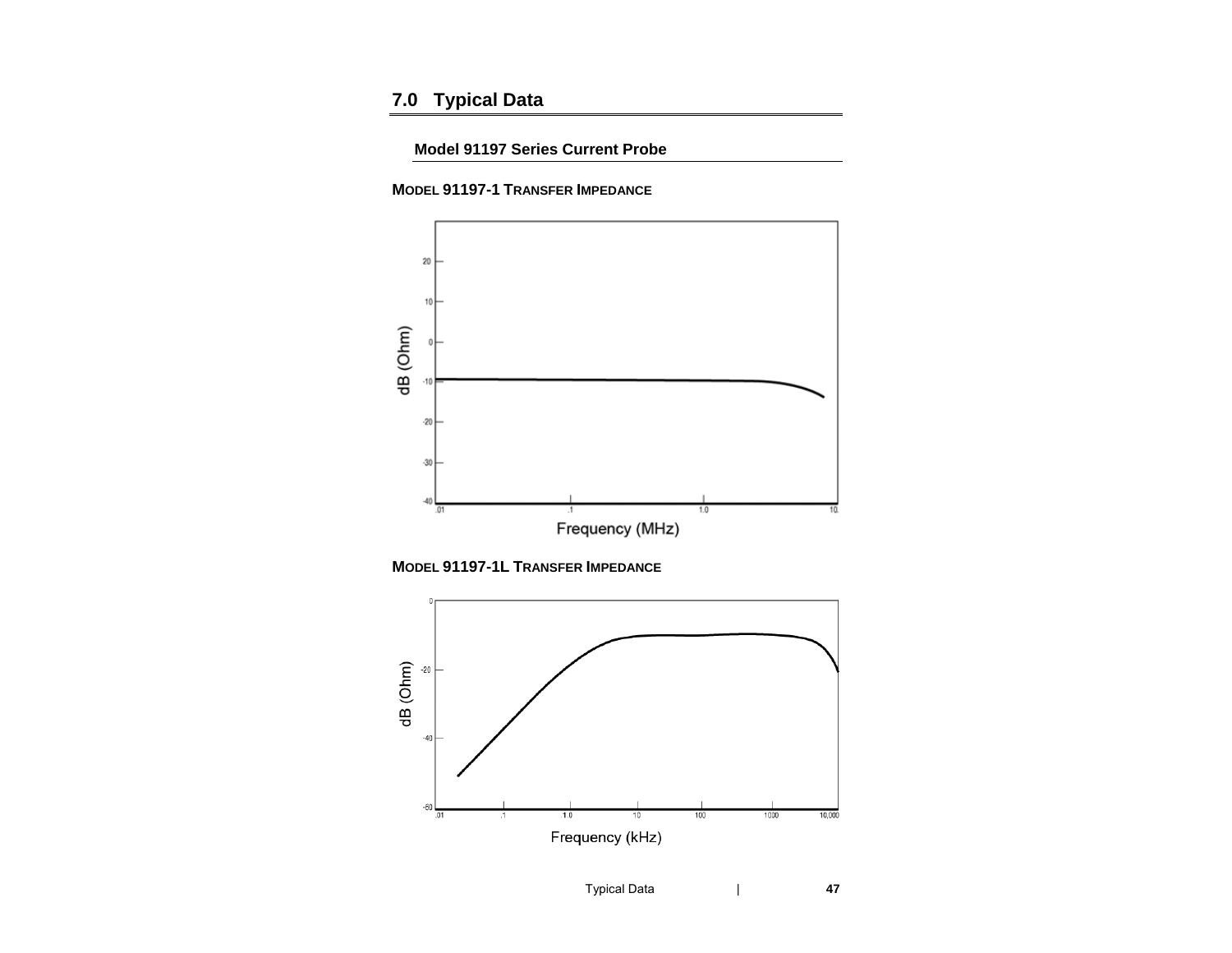## 7.0 Typical Data

### Model 91197 Series Current Probe

**MODEL 91197-1 TRANSFER IMPEDANCE**

**MODEL 91197-1L TRANSFER IMPEDANCE**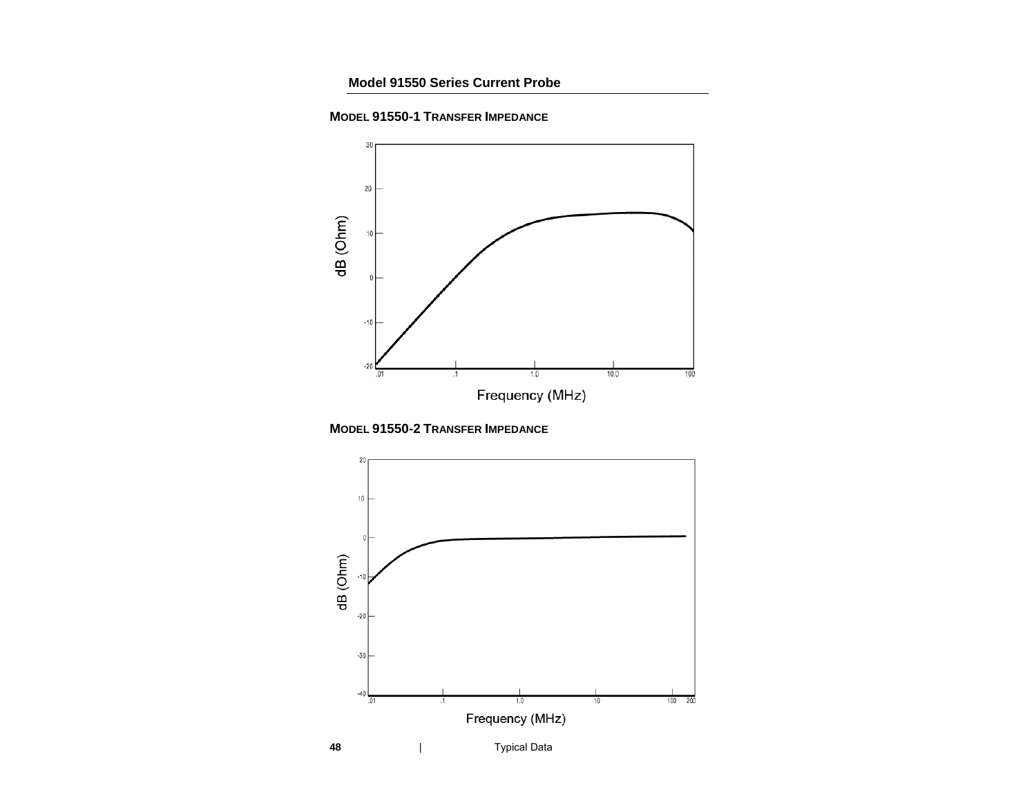## MODEL 91550-1 TRANSFER IMPEDANCE

## MODEL 91550-2 TRANSFER IMPEDANCE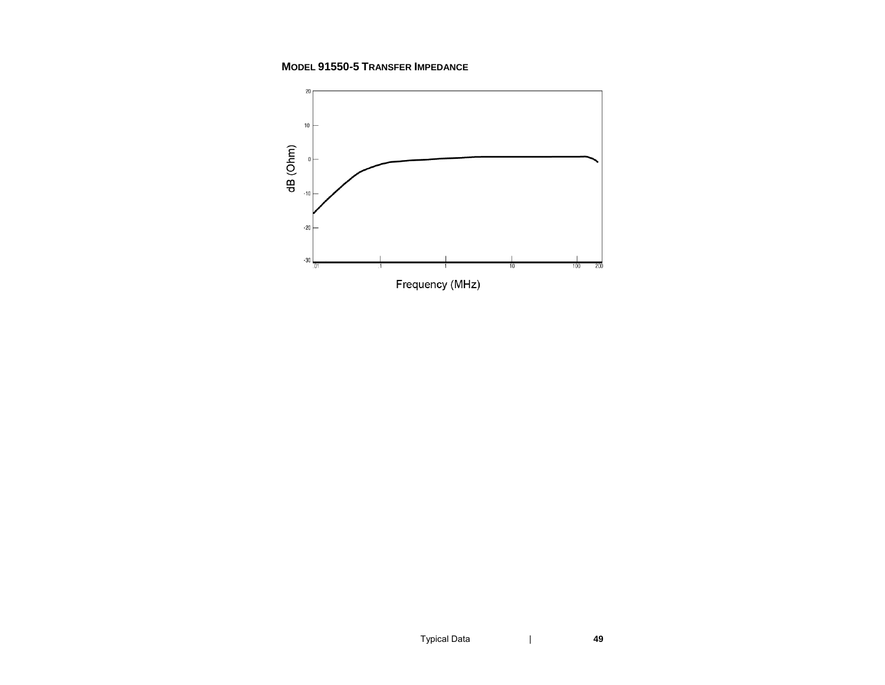**MODEL 91550-5 TRANSFER IMPEDANCE**

dB (Ohm)

20

10

0

-10

-20

-30

.01 .1 1 10 100 200

Frequency (MHz)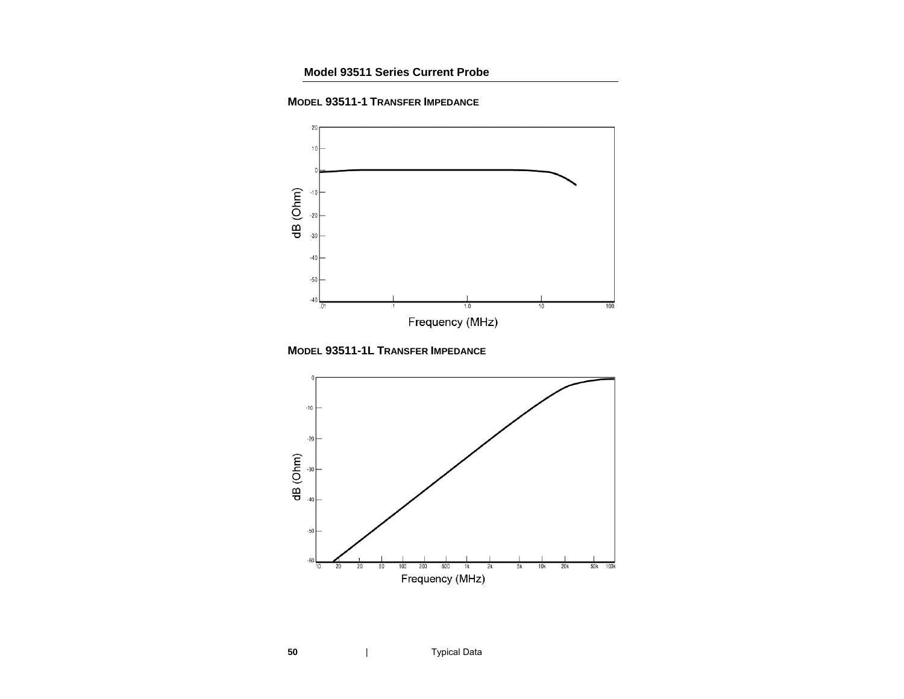## MODEL 93511-1 TRANSFER IMPEDANCE

## MODEL 93511-1L TRANSFER IMPEDANCE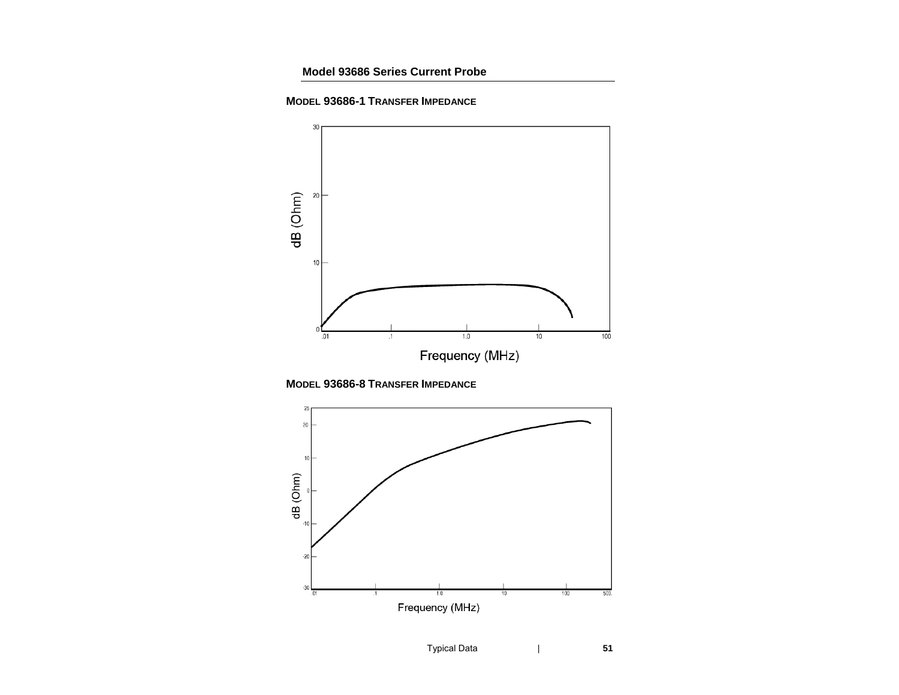## Model 93686-1 Transfer Impedance

## Model 93686-8 Transfer Impedance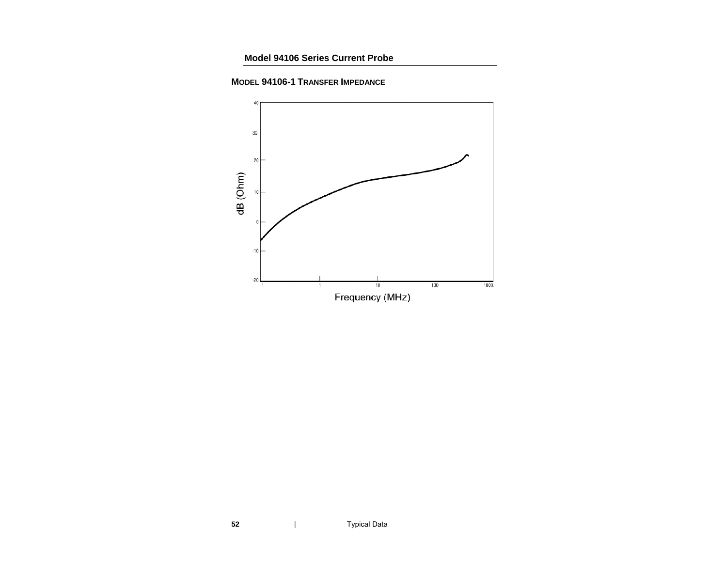## MODEL 94106-1 TRANSFER IMPEDANCE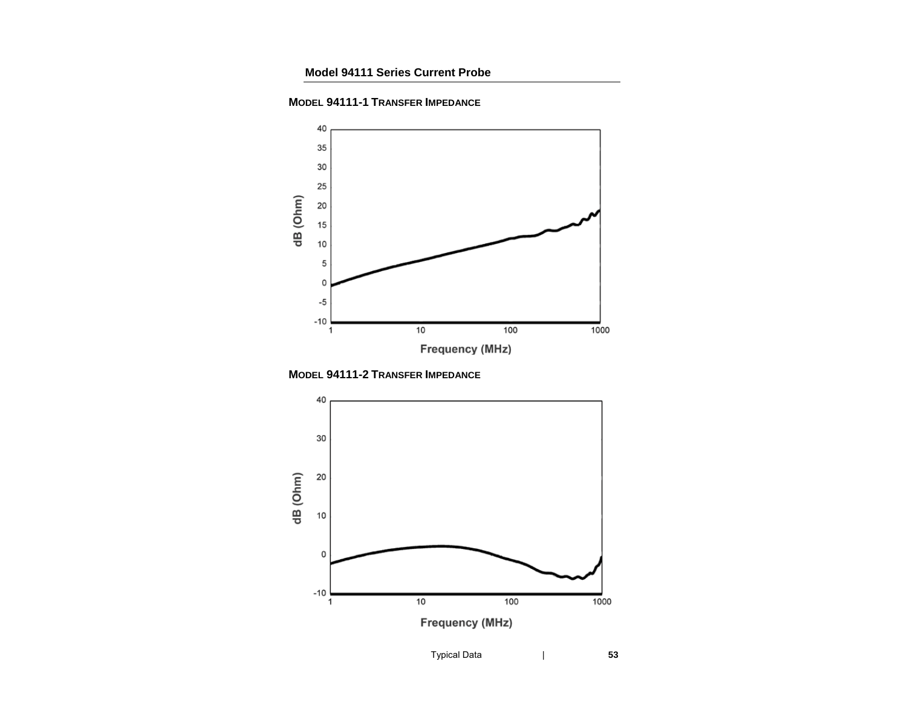## Model 94111-1 Transfer Impedance

40
35
30
25
20
15
10
5
0
-5
-10

dB (Ohm)

1 10 100 1000

Frequency (MHz)

## Model 94111-2 Transfer Impedance

40
30
20
10
0
-10

dB (Ohm)

1 10 100 1000

Frequency (MHz)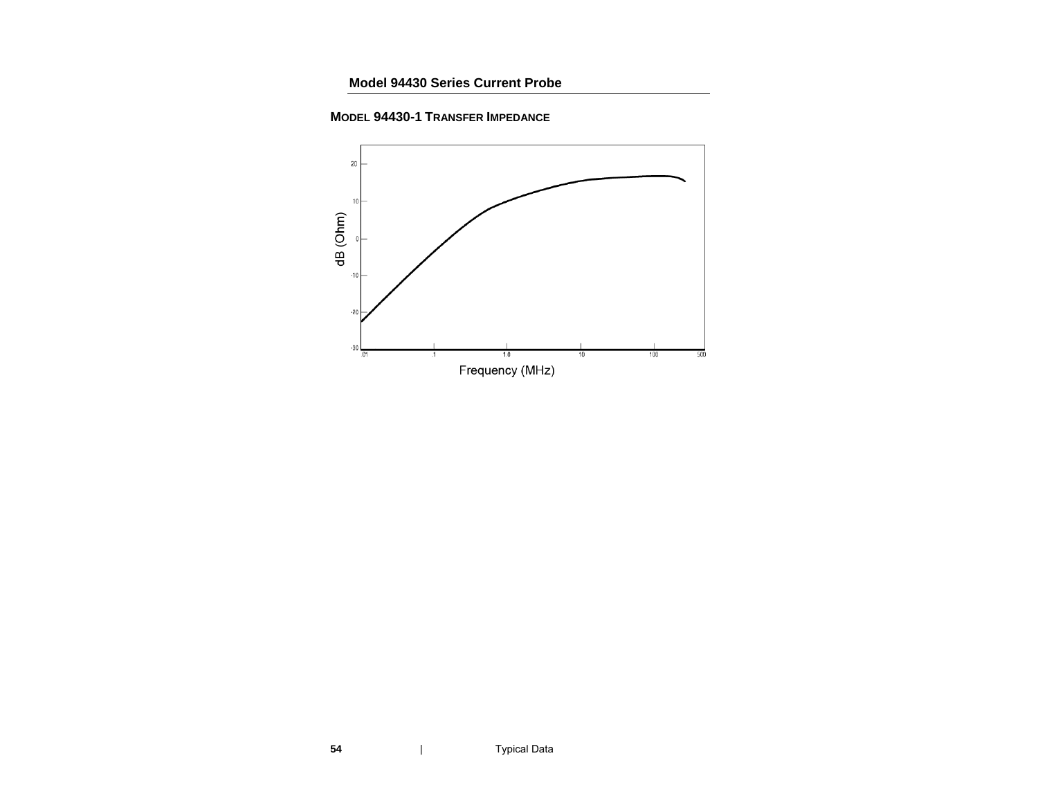## MODEL 94430-1 TRANSFER IMPEDANCE

dB (Ohm)

20
10
0
-10
-20
-30

.01 .1 1.0 10 100 500

Frequency (MHz)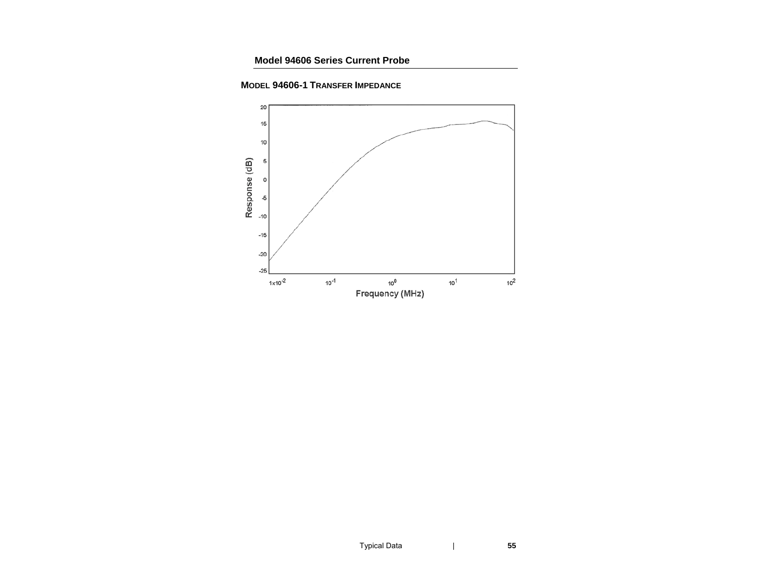## MODEL 94606-1 TRANSFER IMPEDANCE

Response (dB)

Frequency (MHz)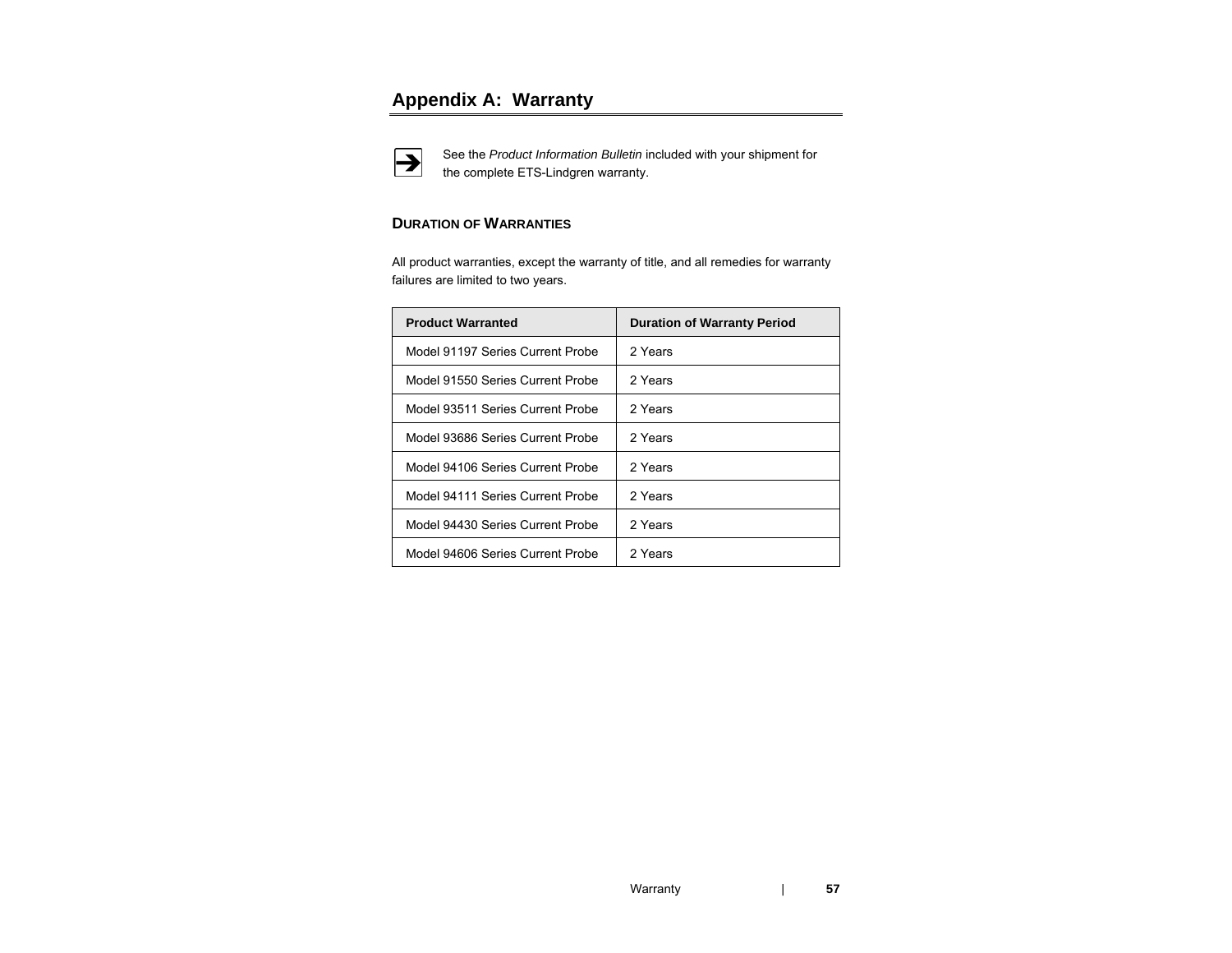# Appendix A: Warranty

See the *Product Information Bulletin* included with your shipment for the complete ETS-Lindgren warranty.

### Duration of Warranties

All product warranties, except the warranty of title, and all remedies for warranty failures are limited to two years.

| Product Warranted | Duration of Warranty Period |
|---|---|
| Model 91197 Series Current Probe | 2 Years |
| Model 91550 Series Current Probe | 2 Years |
| Model 93511 Series Current Probe | 2 Years |
| Model 93686 Series Current Probe | 2 Years |
| Model 94106 Series Current Probe | 2 Years |
| Model 94111 Series Current Probe | 2 Years |
| Model 94430 Series Current Probe | 2 Years |
| Model 94606 Series Current Probe | 2 Years |